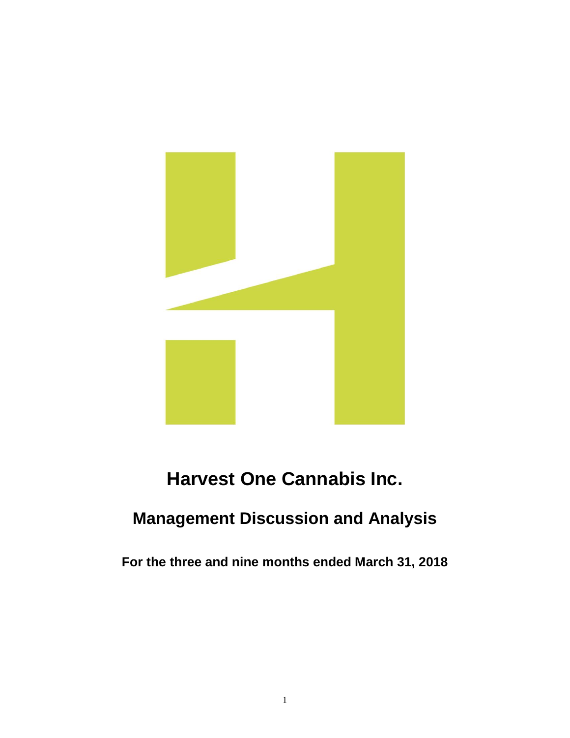# Harvest One Cannabis Inc.

## Management Discussion and Analysis

**For the three and nine months ended March 31, 2018**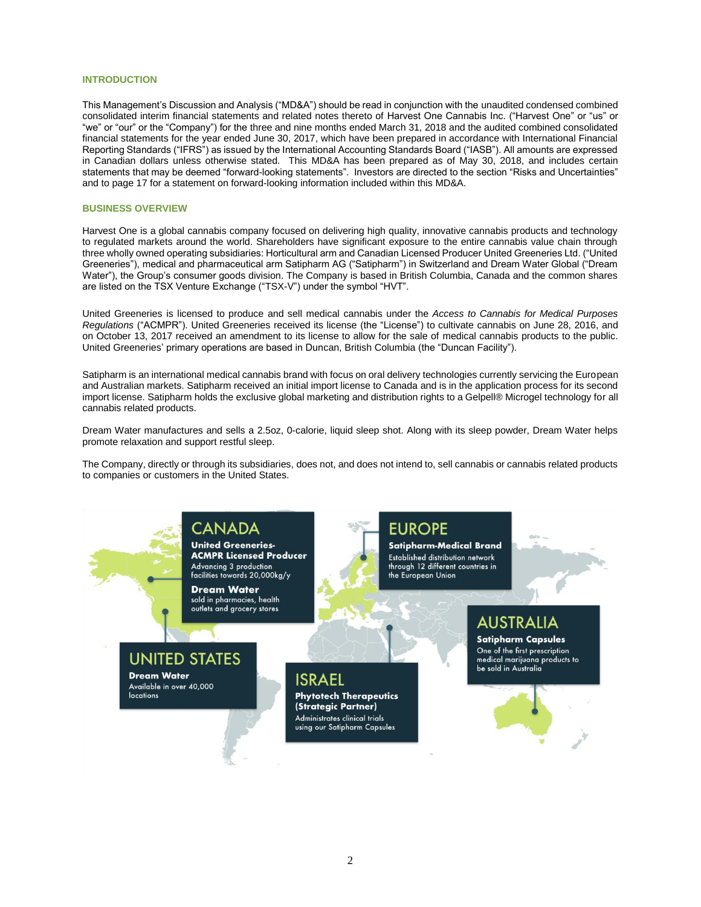## INTRODUCTION

This Management's Discussion and Analysis ("MD&A") should be read in conjunction with the unaudited condensed combined consolidated interim financial statements and related notes thereto of Harvest One Cannabis Inc. ("Harvest One" or "us" or "we" or "our" or the "Company") for the three and nine months ended March 31, 2018 and the audited combined consolidated financial statements for the year ended June 30, 2017, which have been prepared in accordance with International Financial Reporting Standards ("IFRS") as issued by the International Accounting Standards Board ("IASB"). All amounts are expressed in Canadian dollars unless otherwise stated. This MD&A has been prepared as of May 30, 2018, and includes certain statements that may be deemed "forward-looking statements". Investors are directed to the section "Risks and Uncertainties" and to page 17 for a statement on forward-looking information included within this MD&A.

## BUSINESS OVERVIEW

Harvest One is a global cannabis company focused on delivering high quality, innovative cannabis products and technology to regulated markets around the world. Shareholders have significant exposure to the entire cannabis value chain through three wholly owned operating subsidiaries: Horticultural arm and Canadian Licensed Producer United Greeneries Ltd. ("United Greeneries"), medical and pharmaceutical arm Satipharm AG ("Satipharm") in Switzerland and Dream Water Global ("Dream Water"), the Group's consumer goods division. The Company is based in British Columbia, Canada and the common shares are listed on the TSX Venture Exchange ("TSX-V") under the symbol "HVT".

United Greeneries is licensed to produce and sell medical cannabis under the *Access to Cannabis for Medical Purposes Regulations* ("ACMPR"). United Greeneries received its license (the "License") to cultivate cannabis on June 28, 2016, and on October 13, 2017 received an amendment to its license to allow for the sale of medical cannabis products to the public. United Greeneries' primary operations are based in Duncan, British Columbia (the "Duncan Facility").

Satipharm is an international medical cannabis brand with focus on oral delivery technologies currently servicing the European and Australian markets. Satipharm received an initial import license to Canada and is in the application process for its second import license. Satipharm holds the exclusive global marketing and distribution rights to a Gelpell® Microgel technology for all cannabis related products.

Dream Water manufactures and sells a 2.5oz, 0-calorie, liquid sleep shot. Along with its sleep powder, Dream Water helps promote relaxation and support restful sleep.

The Company, directly or through its subsidiaries, does not, and does not intend to, sell cannabis or cannabis related products to companies or customers in the United States.

**CANADA**
**United Greeneries- ACMPR Licensed Producer**
Advancing 3 production facilities towards 20,000kg/y
**Dream Water**
sold in pharmacies, health outlets and grocery stores

**EUROPE**
**Satipharm-Medical Brand**
Established distribution network through 12 different countries in the European Union

**AUSTRALIA**
**Satipharm Capsules**
One of the first prescription medical marijuana products to be sold in Australia

**UNITED STATES**
**Dream Water**
Available in over 40,000 locations

**ISRAEL**
**Phytotech Therapeutics (Strategic Partner)**
Administrates clinical trials using our Satipharm Capsules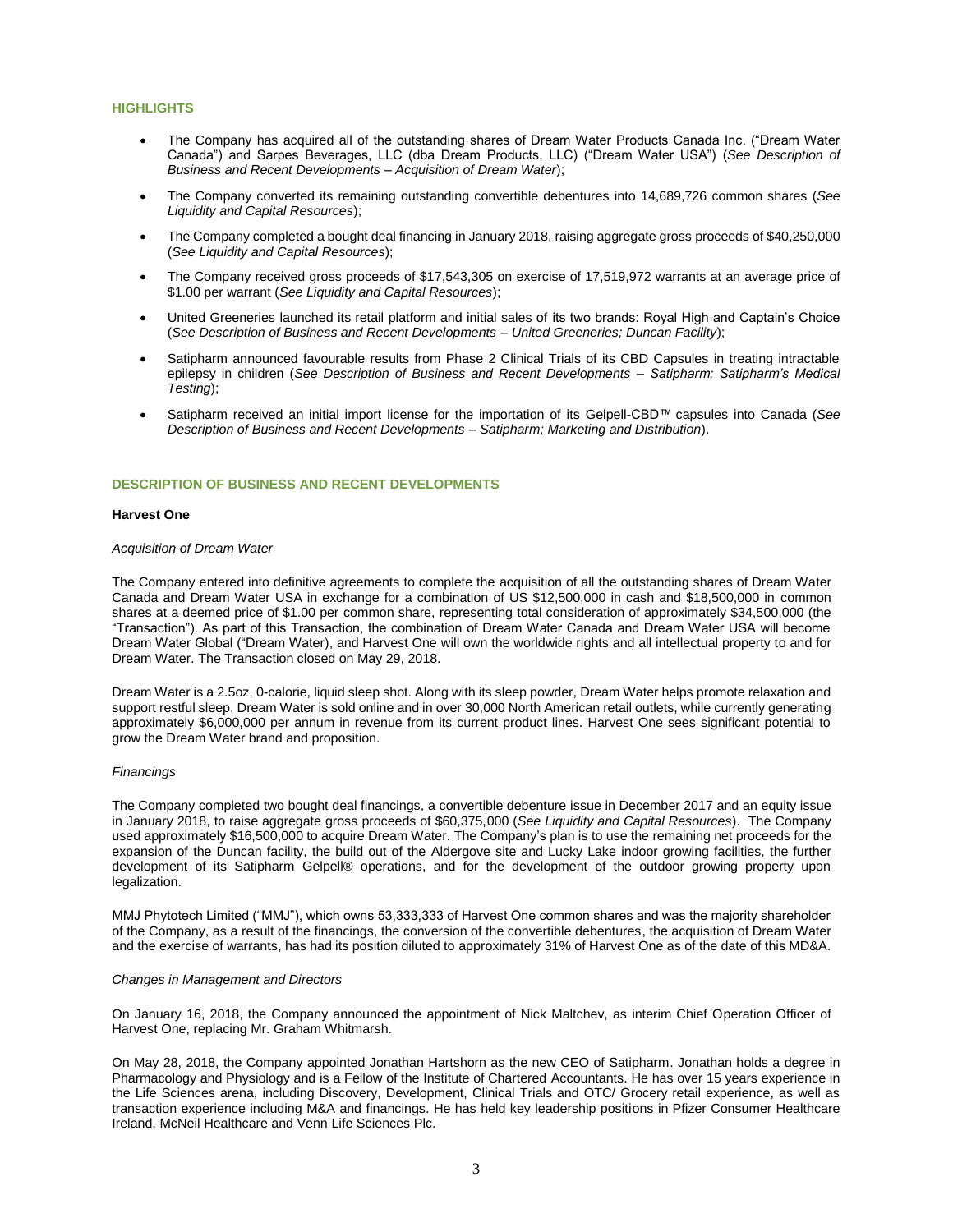## HIGHLIGHTS

- The Company has acquired all of the outstanding shares of Dream Water Products Canada Inc. ("Dream Water Canada") and Sarpes Beverages, LLC (dba Dream Products, LLC) ("Dream Water USA") (*See Description of Business and Recent Developments – Acquisition of Dream Water*);
- The Company converted its remaining outstanding convertible debentures into 14,689,726 common shares (*See Liquidity and Capital Resources*);
- The Company completed a bought deal financing in January 2018, raising aggregate gross proceeds of $40,250,000 (*See Liquidity and Capital Resources*);
- The Company received gross proceeds of $17,543,305 on exercise of 17,519,972 warrants at an average price of $1.00 per warrant (*See Liquidity and Capital Resources*);
- United Greeneries launched its retail platform and initial sales of its two brands: Royal High and Captain's Choice (*See Description of Business and Recent Developments – United Greeneries; Duncan Facility*);
- Satipharm announced favourable results from Phase 2 Clinical Trials of its CBD Capsules in treating intractable epilepsy in children (*See Description of Business and Recent Developments – Satipharm; Satipharm's Medical Testing*);
- Satipharm received an initial import license for the importation of its Gelpell-CBD™ capsules into Canada (*See Description of Business and Recent Developments – Satipharm; Marketing and Distribution*).

## DESCRIPTION OF BUSINESS AND RECENT DEVELOPMENTS

### Harvest One

*Acquisition of Dream Water*

The Company entered into definitive agreements to complete the acquisition of all the outstanding shares of Dream Water Canada and Dream Water USA in exchange for a combination of US $12,500,000 in cash and $18,500,000 in common shares at a deemed price of $1.00 per common share, representing total consideration of approximately $34,500,000 (the "Transaction"). As part of this Transaction, the combination of Dream Water Canada and Dream Water USA will become Dream Water Global ("Dream Water), and Harvest One will own the worldwide rights and all intellectual property to and for Dream Water. The Transaction closed on May 29, 2018.

Dream Water is a 2.5oz, 0-calorie, liquid sleep shot. Along with its sleep powder, Dream Water helps promote relaxation and support restful sleep. Dream Water is sold online and in over 30,000 North American retail outlets, while currently generating approximately $6,000,000 per annum in revenue from its current product lines. Harvest One sees significant potential to grow the Dream Water brand and proposition.

*Financings*

The Company completed two bought deal financings, a convertible debenture issue in December 2017 and an equity issue in January 2018, to raise aggregate gross proceeds of $60,375,000 (*See Liquidity and Capital Resources*). The Company used approximately $16,500,000 to acquire Dream Water. The Company's plan is to use the remaining net proceeds for the expansion of the Duncan facility, the build out of the Aldergove site and Lucky Lake indoor growing facilities, the further development of its Satipharm Gelpell® operations, and for the development of the outdoor growing property upon legalization.

MMJ Phytotech Limited ("MMJ"), which owns 53,333,333 of Harvest One common shares and was the majority shareholder of the Company, as a result of the financings, the conversion of the convertible debentures, the acquisition of Dream Water and the exercise of warrants, has had its position diluted to approximately 31% of Harvest One as of the date of this MD&A.

*Changes in Management and Directors*

On January 16, 2018, the Company announced the appointment of Nick Maltchev, as interim Chief Operation Officer of Harvest One, replacing Mr. Graham Whitmarsh.

On May 28, 2018, the Company appointed Jonathan Hartshorn as the new CEO of Satipharm. Jonathan holds a degree in Pharmacology and Physiology and is a Fellow of the Institute of Chartered Accountants. He has over 15 years experience in the Life Sciences arena, including Discovery, Development, Clinical Trials and OTC/ Grocery retail experience, as well as transaction experience including M&A and financings. He has held key leadership positions in Pfizer Consumer Healthcare Ireland, McNeil Healthcare and Venn Life Sciences Plc.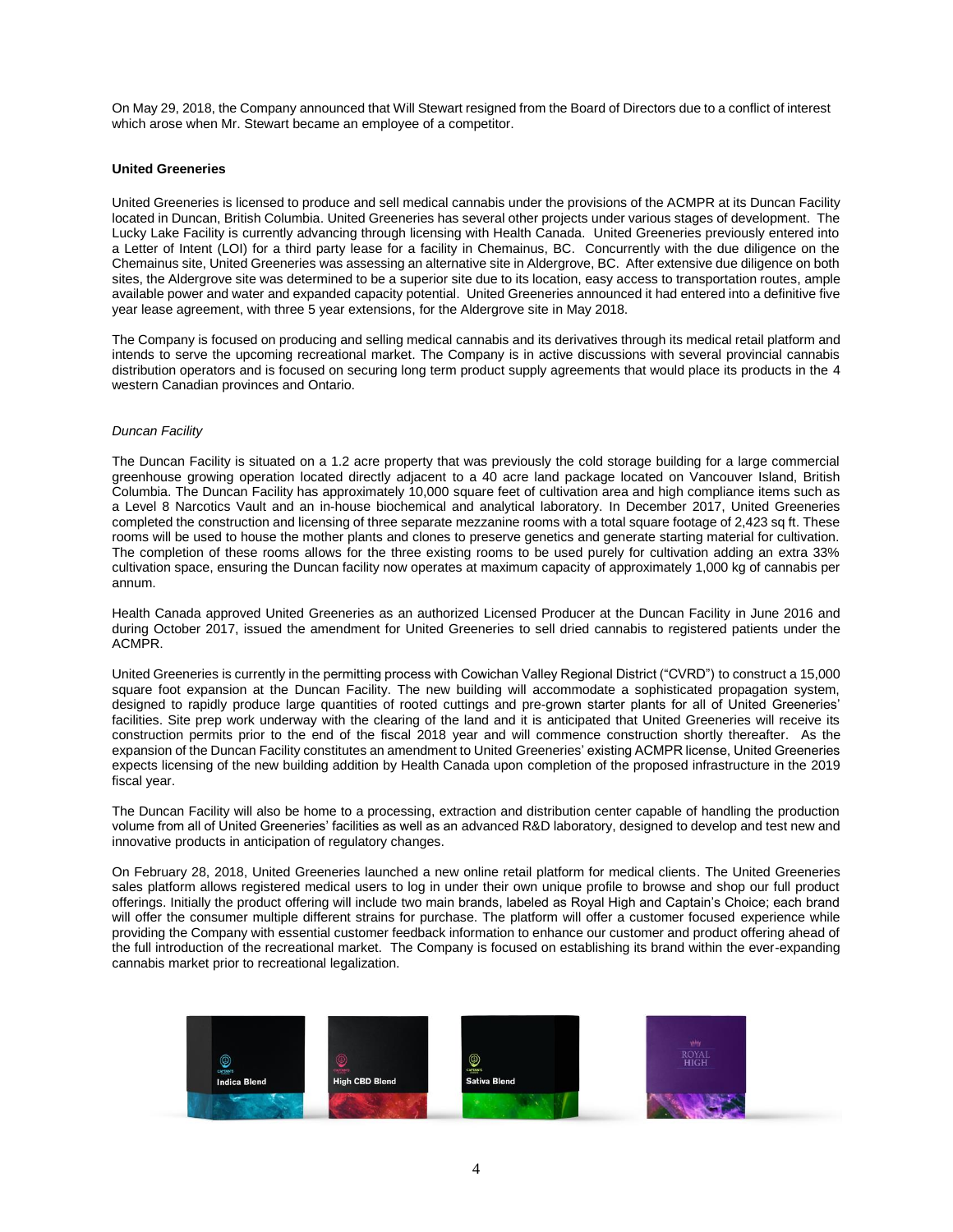On May 29, 2018, the Company announced that Will Stewart resigned from the Board of Directors due to a conflict of interest which arose when Mr. Stewart became an employee of a competitor.

**United Greeneries**

United Greeneries is licensed to produce and sell medical cannabis under the provisions of the ACMPR at its Duncan Facility located in Duncan, British Columbia. United Greeneries has several other projects under various stages of development. The Lucky Lake Facility is currently advancing through licensing with Health Canada. United Greeneries previously entered into a Letter of Intent (LOI) for a third party lease for a facility in Chemainus, BC. Concurrently with the due diligence on the Chemainus site, United Greeneries was assessing an alternative site in Aldergrove, BC. After extensive due diligence on both sites, the Aldergrove site was determined to be a superior site due to its location, easy access to transportation routes, ample available power and water and expanded capacity potential. United Greeneries announced it had entered into a definitive five year lease agreement, with three 5 year extensions, for the Aldergrove site in May 2018.

The Company is focused on producing and selling medical cannabis and its derivatives through its medical retail platform and intends to serve the upcoming recreational market. The Company is in active discussions with several provincial cannabis distribution operators and is focused on securing long term product supply agreements that would place its products in the 4 western Canadian provinces and Ontario.

*Duncan Facility*

The Duncan Facility is situated on a 1.2 acre property that was previously the cold storage building for a large commercial greenhouse growing operation located directly adjacent to a 40 acre land package located on Vancouver Island, British Columbia. The Duncan Facility has approximately 10,000 square feet of cultivation area and high compliance items such as a Level 8 Narcotics Vault and an in-house biochemical and analytical laboratory. In December 2017, United Greeneries completed the construction and licensing of three separate mezzanine rooms with a total square footage of 2,423 sq ft. These rooms will be used to house the mother plants and clones to preserve genetics and generate starting material for cultivation. The completion of these rooms allows for the three existing rooms to be used purely for cultivation adding an extra 33% cultivation space, ensuring the Duncan facility now operates at maximum capacity of approximately 1,000 kg of cannabis per annum.

Health Canada approved United Greeneries as an authorized Licensed Producer at the Duncan Facility in June 2016 and during October 2017, issued the amendment for United Greeneries to sell dried cannabis to registered patients under the ACMPR.

United Greeneries is currently in the permitting process with Cowichan Valley Regional District ("CVRD") to construct a 15,000 square foot expansion at the Duncan Facility. The new building will accommodate a sophisticated propagation system, designed to rapidly produce large quantities of rooted cuttings and pre-grown starter plants for all of United Greeneries' facilities. Site prep work underway with the clearing of the land and it is anticipated that United Greeneries will receive its construction permits prior to the end of the fiscal 2018 year and will commence construction shortly thereafter. As the expansion of the Duncan Facility constitutes an amendment to United Greeneries' existing ACMPR license, United Greeneries expects licensing of the new building addition by Health Canada upon completion of the proposed infrastructure in the 2019 fiscal year.

The Duncan Facility will also be home to a processing, extraction and distribution center capable of handling the production volume from all of United Greeneries' facilities as well as an advanced R&D laboratory, designed to develop and test new and innovative products in anticipation of regulatory changes.

On February 28, 2018, United Greeneries launched a new online retail platform for medical clients. The United Greeneries sales platform allows registered medical users to log in under their own unique profile to browse and shop our full product offerings. Initially the product offering will include two main brands, labeled as Royal High and Captain's Choice; each brand will offer the consumer multiple different strains for purchase. The platform will offer a customer focused experience while providing the Company with essential customer feedback information to enhance our customer and product offering ahead of the full introduction of the recreational market. The Company is focused on establishing its brand within the ever-expanding cannabis market prior to recreational legalization.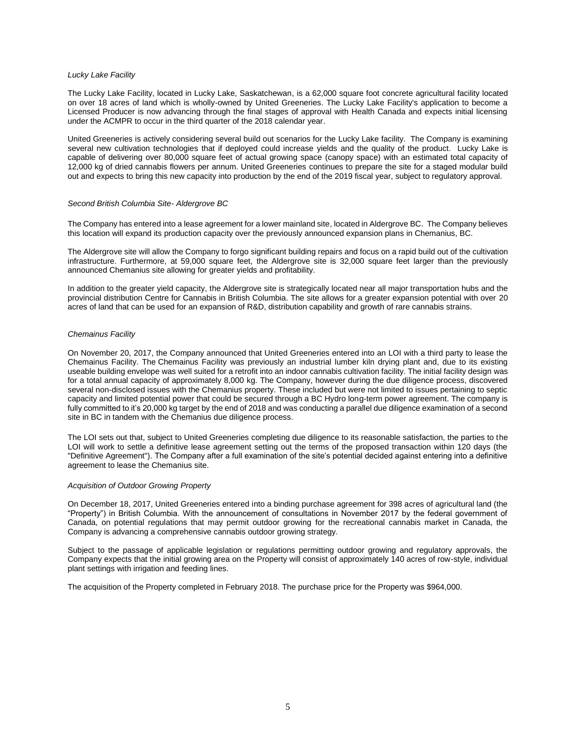*Lucky Lake Facility*

The Lucky Lake Facility, located in Lucky Lake, Saskatchewan, is a 62,000 square foot concrete agricultural facility located on over 18 acres of land which is wholly-owned by United Greeneries. The Lucky Lake Facility's application to become a Licensed Producer is now advancing through the final stages of approval with Health Canada and expects initial licensing under the ACMPR to occur in the third quarter of the 2018 calendar year.

United Greeneries is actively considering several build out scenarios for the Lucky Lake facility. The Company is examining several new cultivation technologies that if deployed could increase yields and the quality of the product. Lucky Lake is capable of delivering over 80,000 square feet of actual growing space (canopy space) with an estimated total capacity of 12,000 kg of dried cannabis flowers per annum. United Greeneries continues to prepare the site for a staged modular build out and expects to bring this new capacity into production by the end of the 2019 fiscal year, subject to regulatory approval.

*Second British Columbia Site- Aldergrove BC*

The Company has entered into a lease agreement for a lower mainland site, located in Aldergrove BC. The Company believes this location will expand its production capacity over the previously announced expansion plans in Chemanius, BC.

The Aldergrove site will allow the Company to forgo significant building repairs and focus on a rapid build out of the cultivation infrastructure. Furthermore, at 59,000 square feet, the Aldergrove site is 32,000 square feet larger than the previously announced Chemanius site allowing for greater yields and profitability.

In addition to the greater yield capacity, the Aldergrove site is strategically located near all major transportation hubs and the provincial distribution Centre for Cannabis in British Columbia. The site allows for a greater expansion potential with over 20 acres of land that can be used for an expansion of R&D, distribution capability and growth of rare cannabis strains.

*Chemainus Facility*

On November 20, 2017, the Company announced that United Greeneries entered into an LOI with a third party to lease the Chemainus Facility. The Chemainus Facility was previously an industrial lumber kiln drying plant and, due to its existing useable building envelope was well suited for a retrofit into an indoor cannabis cultivation facility. The initial facility design was for a total annual capacity of approximately 8,000 kg. The Company, however during the due diligence process, discovered several non-disclosed issues with the Chemanius property. These included but were not limited to issues pertaining to septic capacity and limited potential power that could be secured through a BC Hydro long-term power agreement. The company is fully committed to it's 20,000 kg target by the end of 2018 and was conducting a parallel due diligence examination of a second site in BC in tandem with the Chemanius due diligence process.

The LOI sets out that, subject to United Greeneries completing due diligence to its reasonable satisfaction, the parties to the LOI will work to settle a definitive lease agreement setting out the terms of the proposed transaction within 120 days (the "Definitive Agreement"). The Company after a full examination of the site's potential decided against entering into a definitive agreement to lease the Chemanius site.

*Acquisition of Outdoor Growing Property*

On December 18, 2017, United Greeneries entered into a binding purchase agreement for 398 acres of agricultural land (the "Property") in British Columbia. With the announcement of consultations in November 2017 by the federal government of Canada, on potential regulations that may permit outdoor growing for the recreational cannabis market in Canada, the Company is advancing a comprehensive cannabis outdoor growing strategy.

Subject to the passage of applicable legislation or regulations permitting outdoor growing and regulatory approvals, the Company expects that the initial growing area on the Property will consist of approximately 140 acres of row-style, individual plant settings with irrigation and feeding lines.

The acquisition of the Property completed in February 2018. The purchase price for the Property was $964,000.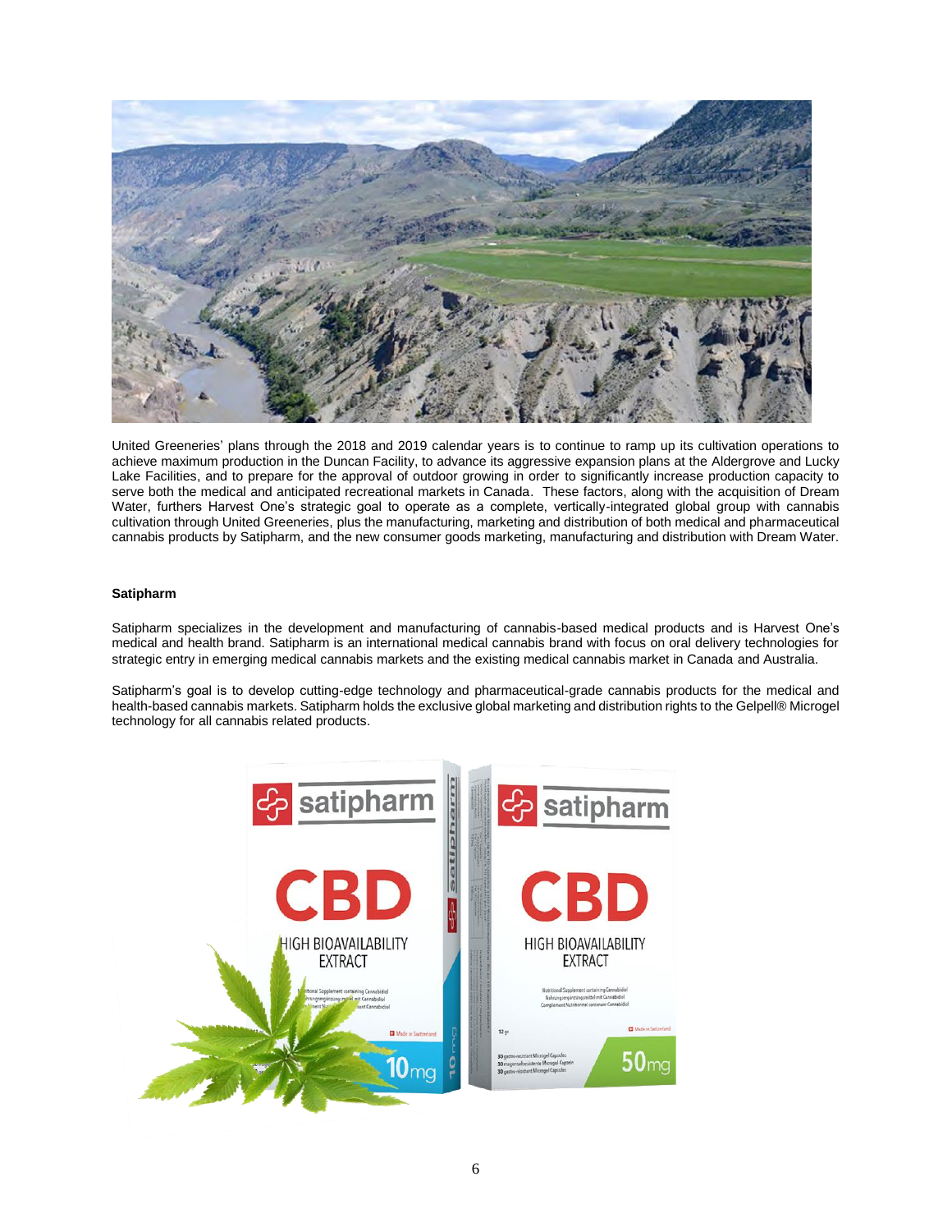United Greeneries' plans through the 2018 and 2019 calendar years is to continue to ramp up its cultivation operations to achieve maximum production in the Duncan Facility, to advance its aggressive expansion plans at the Aldergrove and Lucky Lake Facilities, and to prepare for the approval of outdoor growing in order to significantly increase production capacity to serve both the medical and anticipated recreational markets in Canada. These factors, along with the acquisition of Dream Water, furthers Harvest One's strategic goal to operate as a complete, vertically-integrated global group with cannabis cultivation through United Greeneries, plus the manufacturing, marketing and distribution of both medical and pharmaceutical cannabis products by Satipharm, and the new consumer goods marketing, manufacturing and distribution with Dream Water.

**Satipharm**

Satipharm specializes in the development and manufacturing of cannabis-based medical products and is Harvest One's medical and health brand. Satipharm is an international medical cannabis brand with focus on oral delivery technologies for strategic entry in emerging medical cannabis markets and the existing medical cannabis market in Canada and Australia.

Satipharm's goal is to develop cutting-edge technology and pharmaceutical-grade cannabis products for the medical and health-based cannabis markets. Satipharm holds the exclusive global marketing and distribution rights to the Gelpell® Microgel technology for all cannabis related products.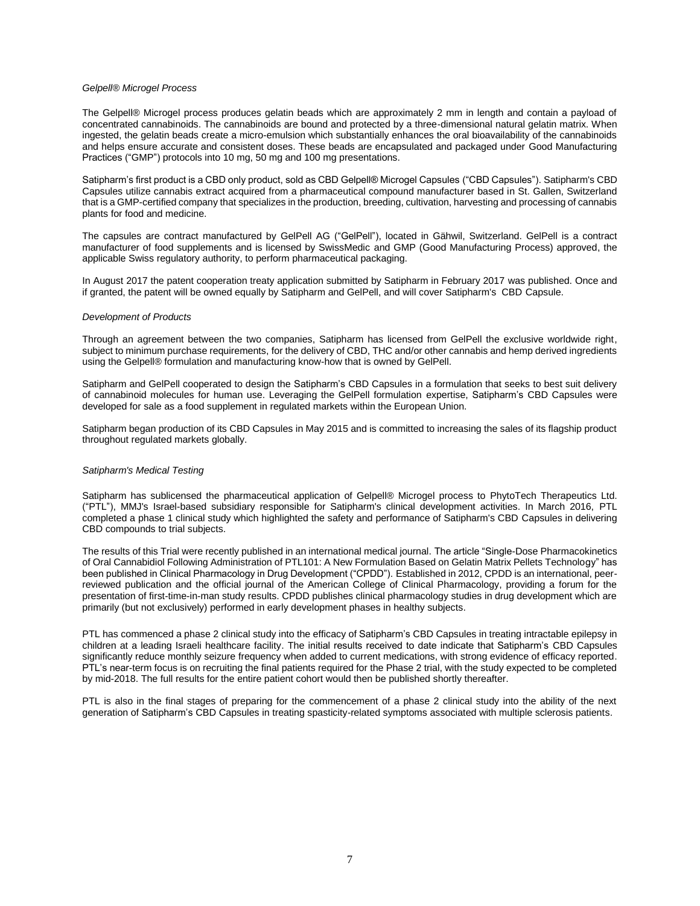*Gelpell® Microgel Process*

The Gelpell® Microgel process produces gelatin beads which are approximately 2 mm in length and contain a payload of concentrated cannabinoids. The cannabinoids are bound and protected by a three-dimensional natural gelatin matrix. When ingested, the gelatin beads create a micro-emulsion which substantially enhances the oral bioavailability of the cannabinoids and helps ensure accurate and consistent doses. These beads are encapsulated and packaged under Good Manufacturing Practices ("GMP") protocols into 10 mg, 50 mg and 100 mg presentations.

Satipharm's first product is a CBD only product, sold as CBD Gelpell® Microgel Capsules ("CBD Capsules"). Satipharm's CBD Capsules utilize cannabis extract acquired from a pharmaceutical compound manufacturer based in St. Gallen, Switzerland that is a GMP-certified company that specializes in the production, breeding, cultivation, harvesting and processing of cannabis plants for food and medicine.

The capsules are contract manufactured by GelPell AG ("GelPell"), located in Gähwil, Switzerland. GelPell is a contract manufacturer of food supplements and is licensed by SwissMedic and GMP (Good Manufacturing Process) approved, the applicable Swiss regulatory authority, to perform pharmaceutical packaging.

In August 2017 the patent cooperation treaty application submitted by Satipharm in February 2017 was published. Once and if granted, the patent will be owned equally by Satipharm and GelPell, and will cover Satipharm's CBD Capsule.

*Development of Products*

Through an agreement between the two companies, Satipharm has licensed from GelPell the exclusive worldwide right, subject to minimum purchase requirements, for the delivery of CBD, THC and/or other cannabis and hemp derived ingredients using the Gelpell® formulation and manufacturing know-how that is owned by GelPell.

Satipharm and GelPell cooperated to design the Satipharm's CBD Capsules in a formulation that seeks to best suit delivery of cannabinoid molecules for human use. Leveraging the GelPell formulation expertise, Satipharm's CBD Capsules were developed for sale as a food supplement in regulated markets within the European Union.

Satipharm began production of its CBD Capsules in May 2015 and is committed to increasing the sales of its flagship product throughout regulated markets globally.

*Satipharm's Medical Testing*

Satipharm has sublicensed the pharmaceutical application of Gelpell® Microgel process to PhytoTech Therapeutics Ltd. ("PTL"), MMJ's Israel-based subsidiary responsible for Satipharm's clinical development activities. In March 2016, PTL completed a phase 1 clinical study which highlighted the safety and performance of Satipharm's CBD Capsules in delivering CBD compounds to trial subjects.

The results of this Trial were recently published in an international medical journal. The article "Single-Dose Pharmacokinetics of Oral Cannabidiol Following Administration of PTL101: A New Formulation Based on Gelatin Matrix Pellets Technology" has been published in Clinical Pharmacology in Drug Development ("CPDD"). Established in 2012, CPDD is an international, peer-reviewed publication and the official journal of the American College of Clinical Pharmacology, providing a forum for the presentation of first-time-in-man study results. CPDD publishes clinical pharmacology studies in drug development which are primarily (but not exclusively) performed in early development phases in healthy subjects.

PTL has commenced a phase 2 clinical study into the efficacy of Satipharm's CBD Capsules in treating intractable epilepsy in children at a leading Israeli healthcare facility. The initial results received to date indicate that Satipharm's CBD Capsules significantly reduce monthly seizure frequency when added to current medications, with strong evidence of efficacy reported. PTL's near-term focus is on recruiting the final patients required for the Phase 2 trial, with the study expected to be completed by mid-2018. The full results for the entire patient cohort would then be published shortly thereafter.

PTL is also in the final stages of preparing for the commencement of a phase 2 clinical study into the ability of the next generation of Satipharm's CBD Capsules in treating spasticity-related symptoms associated with multiple sclerosis patients.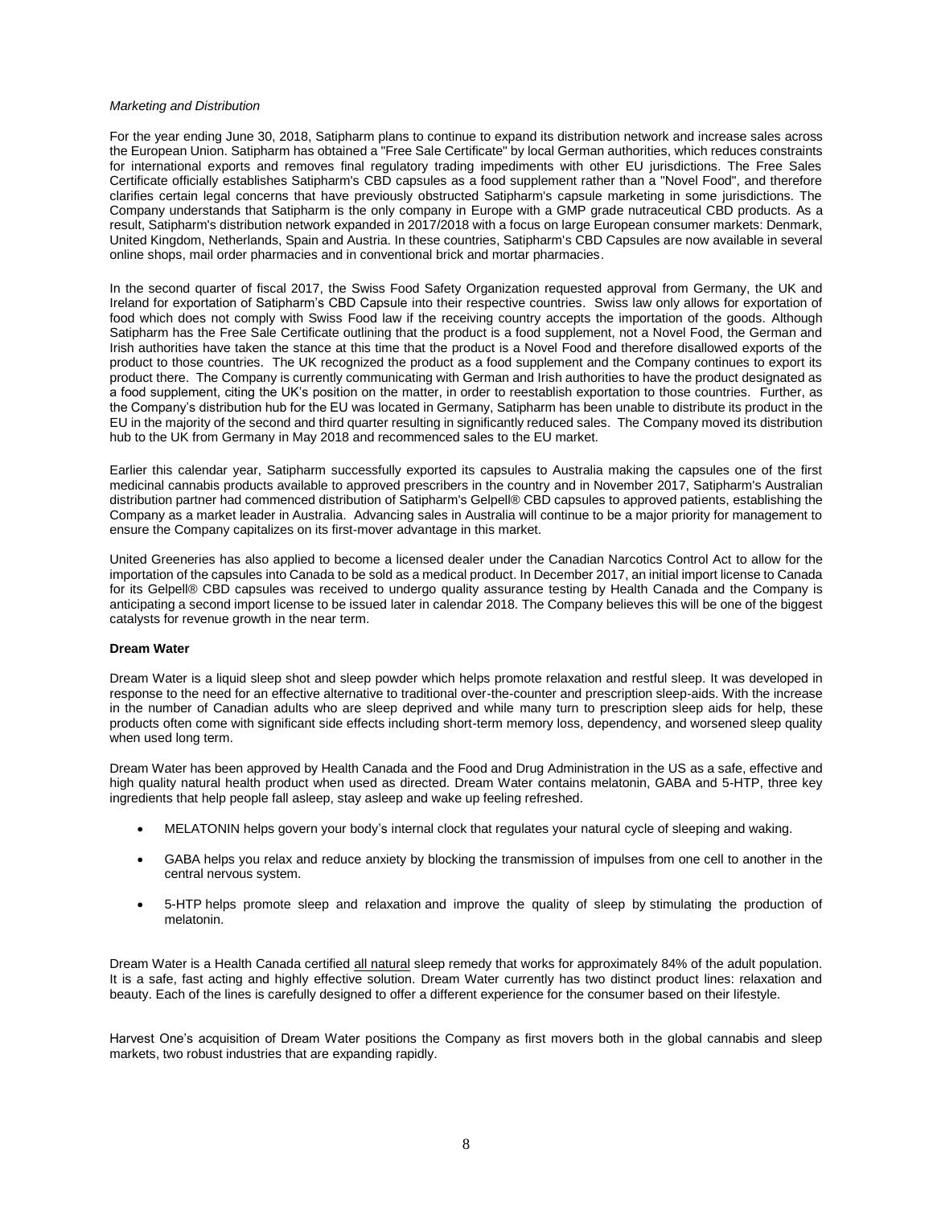*Marketing and Distribution*

For the year ending June 30, 2018, Satipharm plans to continue to expand its distribution network and increase sales across the European Union. Satipharm has obtained a "Free Sale Certificate" by local German authorities, which reduces constraints for international exports and removes final regulatory trading impediments with other EU jurisdictions. The Free Sales Certificate officially establishes Satipharm's CBD capsules as a food supplement rather than a "Novel Food", and therefore clarifies certain legal concerns that have previously obstructed Satipharm's capsule marketing in some jurisdictions. The Company understands that Satipharm is the only company in Europe with a GMP grade nutraceutical CBD products. As a result, Satipharm's distribution network expanded in 2017/2018 with a focus on large European consumer markets: Denmark, United Kingdom, Netherlands, Spain and Austria. In these countries, Satipharm's CBD Capsules are now available in several online shops, mail order pharmacies and in conventional brick and mortar pharmacies.

In the second quarter of fiscal 2017, the Swiss Food Safety Organization requested approval from Germany, the UK and Ireland for exportation of Satipharm's CBD Capsule into their respective countries. Swiss law only allows for exportation of food which does not comply with Swiss Food law if the receiving country accepts the importation of the goods. Although Satipharm has the Free Sale Certificate outlining that the product is a food supplement, not a Novel Food, the German and Irish authorities have taken the stance at this time that the product is a Novel Food and therefore disallowed exports of the product to those countries. The UK recognized the product as a food supplement and the Company continues to export its product there. The Company is currently communicating with German and Irish authorities to have the product designated as a food supplement, citing the UK's position on the matter, in order to reestablish exportation to those countries. Further, as the Company's distribution hub for the EU was located in Germany, Satipharm has been unable to distribute its product in the EU in the majority of the second and third quarter resulting in significantly reduced sales. The Company moved its distribution hub to the UK from Germany in May 2018 and recommenced sales to the EU market.

Earlier this calendar year, Satipharm successfully exported its capsules to Australia making the capsules one of the first medicinal cannabis products available to approved prescribers in the country and in November 2017, Satipharm's Australian distribution partner had commenced distribution of Satipharm's Gelpell® CBD capsules to approved patients, establishing the Company as a market leader in Australia. Advancing sales in Australia will continue to be a major priority for management to ensure the Company capitalizes on its first-mover advantage in this market.

United Greeneries has also applied to become a licensed dealer under the Canadian Narcotics Control Act to allow for the importation of the capsules into Canada to be sold as a medical product. In December 2017, an initial import license to Canada for its Gelpell® CBD capsules was received to undergo quality assurance testing by Health Canada and the Company is anticipating a second import license to be issued later in calendar 2018. The Company believes this will be one of the biggest catalysts for revenue growth in the near term.

**Dream Water**

Dream Water is a liquid sleep shot and sleep powder which helps promote relaxation and restful sleep. It was developed in response to the need for an effective alternative to traditional over-the-counter and prescription sleep-aids. With the increase in the number of Canadian adults who are sleep deprived and while many turn to prescription sleep aids for help, these products often come with significant side effects including short-term memory loss, dependency, and worsened sleep quality when used long term.

Dream Water has been approved by Health Canada and the Food and Drug Administration in the US as a safe, effective and high quality natural health product when used as directed. Dream Water contains melatonin, GABA and 5-HTP, three key ingredients that help people fall asleep, stay asleep and wake up feeling refreshed.

- MELATONIN helps govern your body's internal clock that regulates your natural cycle of sleeping and waking.
- GABA helps you relax and reduce anxiety by blocking the transmission of impulses from one cell to another in the central nervous system.
- 5-HTP helps promote sleep and relaxation and improve the quality of sleep by stimulating the production of melatonin.

Dream Water is a Health Canada certified all natural sleep remedy that works for approximately 84% of the adult population. It is a safe, fast acting and highly effective solution. Dream Water currently has two distinct product lines: relaxation and beauty. Each of the lines is carefully designed to offer a different experience for the consumer based on their lifestyle.

Harvest One's acquisition of Dream Water positions the Company as first movers both in the global cannabis and sleep markets, two robust industries that are expanding rapidly.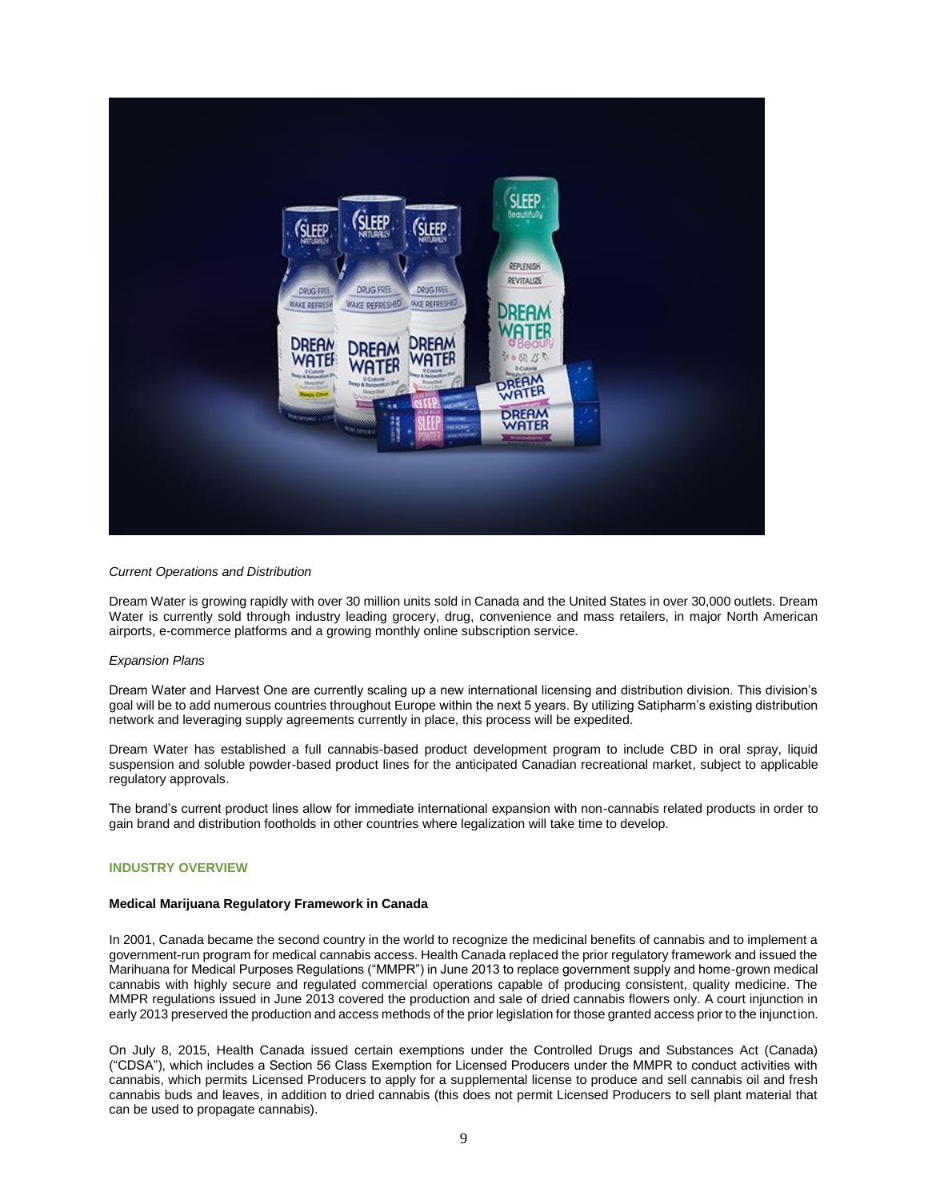*Current Operations and Distribution*

Dream Water is growing rapidly with over 30 million units sold in Canada and the United States in over 30,000 outlets. Dream Water is currently sold through industry leading grocery, drug, convenience and mass retailers, in major North American airports, e-commerce platforms and a growing monthly online subscription service.

*Expansion Plans*

Dream Water and Harvest One are currently scaling up a new international licensing and distribution division. This division's goal will be to add numerous countries throughout Europe within the next 5 years. By utilizing Satipharm's existing distribution network and leveraging supply agreements currently in place, this process will be expedited.

Dream Water has established a full cannabis-based product development program to include CBD in oral spray, liquid suspension and soluble powder-based product lines for the anticipated Canadian recreational market, subject to applicable regulatory approvals.

The brand's current product lines allow for immediate international expansion with non-cannabis related products in order to gain brand and distribution footholds in other countries where legalization will take time to develop.

## INDUSTRY OVERVIEW

### Medical Marijuana Regulatory Framework in Canada

In 2001, Canada became the second country in the world to recognize the medicinal benefits of cannabis and to implement a government-run program for medical cannabis access. Health Canada replaced the prior regulatory framework and issued the Marihuana for Medical Purposes Regulations ("MMPR") in June 2013 to replace government supply and home-grown medical cannabis with highly secure and regulated commercial operations capable of producing consistent, quality medicine. The MMPR regulations issued in June 2013 covered the production and sale of dried cannabis flowers only. A court injunction in early 2013 preserved the production and access methods of the prior legislation for those granted access prior to the injunction.

On July 8, 2015, Health Canada issued certain exemptions under the Controlled Drugs and Substances Act (Canada) ("CDSA"), which includes a Section 56 Class Exemption for Licensed Producers under the MMPR to conduct activities with cannabis, which permits Licensed Producers to apply for a supplemental license to produce and sell cannabis oil and fresh cannabis buds and leaves, in addition to dried cannabis (this does not permit Licensed Producers to sell plant material that can be used to propagate cannabis).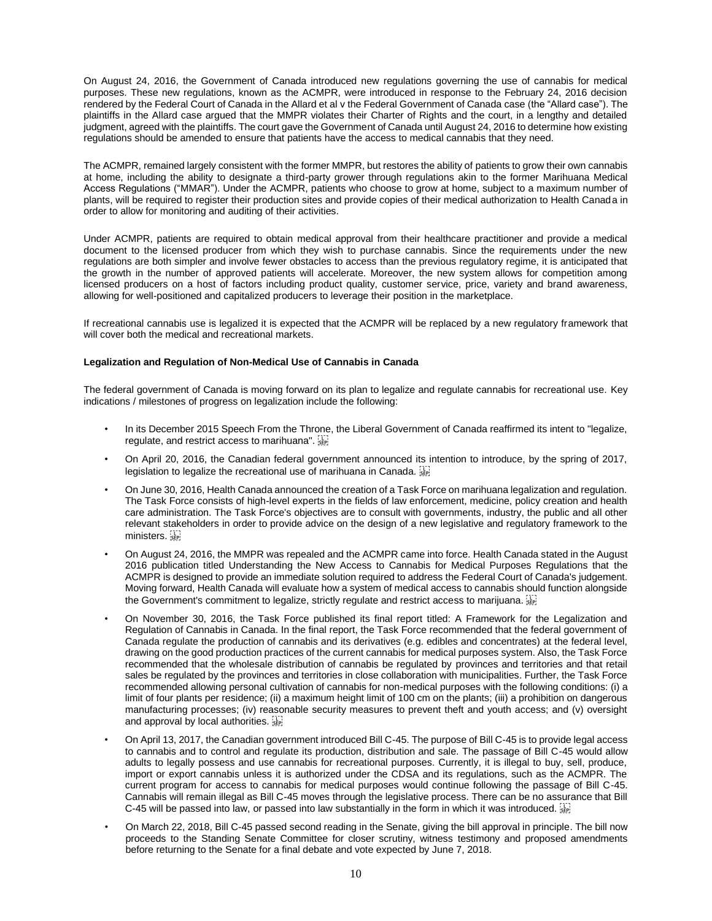On August 24, 2016, the Government of Canada introduced new regulations governing the use of cannabis for medical purposes. These new regulations, known as the ACMPR, were introduced in response to the February 24, 2016 decision rendered by the Federal Court of Canada in the Allard et al v the Federal Government of Canada case (the "Allard case"). The plaintiffs in the Allard case argued that the MMPR violates their Charter of Rights and the court, in a lengthy and detailed judgment, agreed with the plaintiffs. The court gave the Government of Canada until August 24, 2016 to determine how existing regulations should be amended to ensure that patients have the access to medical cannabis that they need.

The ACMPR, remained largely consistent with the former MMPR, but restores the ability of patients to grow their own cannabis at home, including the ability to designate a third-party grower through regulations akin to the former Marihuana Medical Access Regulations ("MMAR"). Under the ACMPR, patients who choose to grow at home, subject to a maximum number of plants, will be required to register their production sites and provide copies of their medical authorization to Health Canada in order to allow for monitoring and auditing of their activities.

Under ACMPR, patients are required to obtain medical approval from their healthcare practitioner and provide a medical document to the licensed producer from which they wish to purchase cannabis. Since the requirements under the new regulations are both simpler and involve fewer obstacles to access than the previous regulatory regime, it is anticipated that the growth in the number of approved patients will accelerate. Moreover, the new system allows for competition among licensed producers on a host of factors including product quality, customer service, price, variety and brand awareness, allowing for well-positioned and capitalized producers to leverage their position in the marketplace.

If recreational cannabis use is legalized it is expected that the ACMPR will be replaced by a new regulatory framework that will cover both the medical and recreational markets.

**Legalization and Regulation of Non-Medical Use of Cannabis in Canada**

The federal government of Canada is moving forward on its plan to legalize and regulate cannabis for recreational use. Key indications / milestones of progress on legalization include the following:

- In its December 2015 Speech From the Throne, the Liberal Government of Canada reaffirmed its intent to "legalize, regulate, and restrict access to marihuana".
- On April 20, 2016, the Canadian federal government announced its intention to introduce, by the spring of 2017, legislation to legalize the recreational use of marihuana in Canada.
- On June 30, 2016, Health Canada announced the creation of a Task Force on marihuana legalization and regulation. The Task Force consists of high-level experts in the fields of law enforcement, medicine, policy creation and health care administration. The Task Force's objectives are to consult with governments, industry, the public and all other relevant stakeholders in order to provide advice on the design of a new legislative and regulatory framework to the ministers.
- On August 24, 2016, the MMPR was repealed and the ACMPR came into force. Health Canada stated in the August 2016 publication titled Understanding the New Access to Cannabis for Medical Purposes Regulations that the ACMPR is designed to provide an immediate solution required to address the Federal Court of Canada's judgement. Moving forward, Health Canada will evaluate how a system of medical access to cannabis should function alongside the Government's commitment to legalize, strictly regulate and restrict access to marijuana.
- On November 30, 2016, the Task Force published its final report titled: A Framework for the Legalization and Regulation of Cannabis in Canada. In the final report, the Task Force recommended that the federal government of Canada regulate the production of cannabis and its derivatives (e.g. edibles and concentrates) at the federal level, drawing on the good production practices of the current cannabis for medical purposes system. Also, the Task Force recommended that the wholesale distribution of cannabis be regulated by provinces and territories and that retail sales be regulated by the provinces and territories in close collaboration with municipalities. Further, the Task Force recommended allowing personal cultivation of cannabis for non-medical purposes with the following conditions: (i) a limit of four plants per residence; (ii) a maximum height limit of 100 cm on the plants; (iii) a prohibition on dangerous manufacturing processes; (iv) reasonable security measures to prevent theft and youth access; and (v) oversight and approval by local authorities.
- On April 13, 2017, the Canadian government introduced Bill C-45. The purpose of Bill C-45 is to provide legal access to cannabis and to control and regulate its production, distribution and sale. The passage of Bill C-45 would allow adults to legally possess and use cannabis for recreational purposes. Currently, it is illegal to buy, sell, produce, import or export cannabis unless it is authorized under the CDSA and its regulations, such as the ACMPR. The current program for access to cannabis for medical purposes would continue following the passage of Bill C-45. Cannabis will remain illegal as Bill C-45 moves through the legislative process. There can be no assurance that Bill C-45 will be passed into law, or passed into law substantially in the form in which it was introduced.
- On March 22, 2018, Bill C-45 passed second reading in the Senate, giving the bill approval in principle. The bill now proceeds to the Standing Senate Committee for closer scrutiny, witness testimony and proposed amendments before returning to the Senate for a final debate and vote expected by June 7, 2018.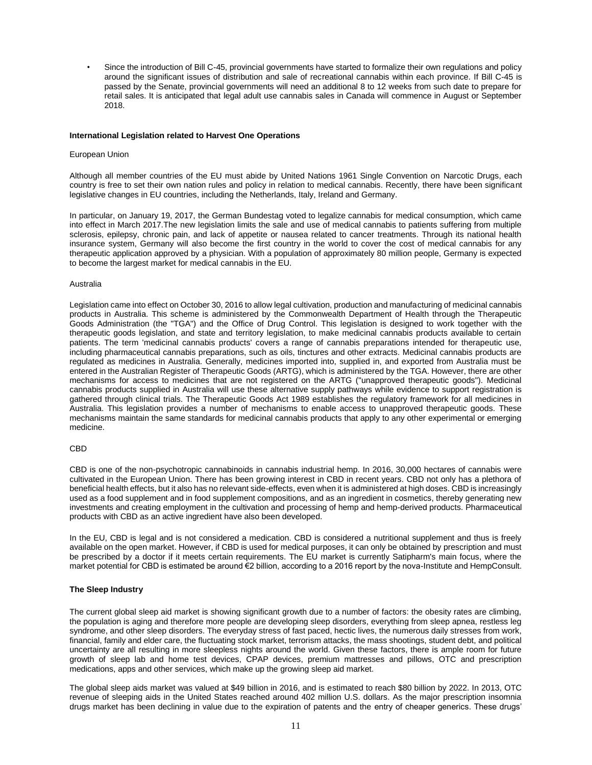- Since the introduction of Bill C-45, provincial governments have started to formalize their own regulations and policy around the significant issues of distribution and sale of recreational cannabis within each province. If Bill C-45 is passed by the Senate, provincial governments will need an additional 8 to 12 weeks from such date to prepare for retail sales. It is anticipated that legal adult use cannabis sales in Canada will commence in August or September 2018.

**International Legislation related to Harvest One Operations**

European Union

Although all member countries of the EU must abide by United Nations 1961 Single Convention on Narcotic Drugs, each country is free to set their own nation rules and policy in relation to medical cannabis. Recently, there have been significant legislative changes in EU countries, including the Netherlands, Italy, Ireland and Germany.

In particular, on January 19, 2017, the German Bundestag voted to legalize cannabis for medical consumption, which came into effect in March 2017.The new legislation limits the sale and use of medical cannabis to patients suffering from multiple sclerosis, epilepsy, chronic pain, and lack of appetite or nausea related to cancer treatments. Through its national health insurance system, Germany will also become the first country in the world to cover the cost of medical cannabis for any therapeutic application approved by a physician. With a population of approximately 80 million people, Germany is expected to become the largest market for medical cannabis in the EU.

Australia

Legislation came into effect on October 30, 2016 to allow legal cultivation, production and manufacturing of medicinal cannabis products in Australia. This scheme is administered by the Commonwealth Department of Health through the Therapeutic Goods Administration (the "TGA") and the Office of Drug Control. This legislation is designed to work together with the therapeutic goods legislation, and state and territory legislation, to make medicinal cannabis products available to certain patients. The term 'medicinal cannabis products' covers a range of cannabis preparations intended for therapeutic use, including pharmaceutical cannabis preparations, such as oils, tinctures and other extracts. Medicinal cannabis products are regulated as medicines in Australia. Generally, medicines imported into, supplied in, and exported from Australia must be entered in the Australian Register of Therapeutic Goods (ARTG), which is administered by the TGA. However, there are other mechanisms for access to medicines that are not registered on the ARTG ("unapproved therapeutic goods"). Medicinal cannabis products supplied in Australia will use these alternative supply pathways while evidence to support registration is gathered through clinical trials. The Therapeutic Goods Act 1989 establishes the regulatory framework for all medicines in Australia. This legislation provides a number of mechanisms to enable access to unapproved therapeutic goods. These mechanisms maintain the same standards for medicinal cannabis products that apply to any other experimental or emerging medicine.

CBD

CBD is one of the non-psychotropic cannabinoids in cannabis industrial hemp. In 2016, 30,000 hectares of cannabis were cultivated in the European Union. There has been growing interest in CBD in recent years. CBD not only has a plethora of beneficial health effects, but it also has no relevant side-effects, even when it is administered at high doses. CBD is increasingly used as a food supplement and in food supplement compositions, and as an ingredient in cosmetics, thereby generating new investments and creating employment in the cultivation and processing of hemp and hemp-derived products. Pharmaceutical products with CBD as an active ingredient have also been developed.

In the EU, CBD is legal and is not considered a medication. CBD is considered a nutritional supplement and thus is freely available on the open market. However, if CBD is used for medical purposes, it can only be obtained by prescription and must be prescribed by a doctor if it meets certain requirements. The EU market is currently Satipharm's main focus, where the market potential for CBD is estimated be around €2 billion, according to a 2016 report by the nova-Institute and HempConsult.

**The Sleep Industry**

The current global sleep aid market is showing significant growth due to a number of factors: the obesity rates are climbing, the population is aging and therefore more people are developing sleep disorders, everything from sleep apnea, restless leg syndrome, and other sleep disorders. The everyday stress of fast paced, hectic lives, the numerous daily stresses from work, financial, family and elder care, the fluctuating stock market, terrorism attacks, the mass shootings, student debt, and political uncertainty are all resulting in more sleepless nights around the world. Given these factors, there is ample room for future growth of sleep lab and home test devices, CPAP devices, premium mattresses and pillows, OTC and prescription medications, apps and other services, which make up the growing sleep aid market.

The global sleep aids market was valued at $49 billion in 2016, and is estimated to reach $80 billion by 2022. In 2013, OTC revenue of sleeping aids in the United States reached around 402 million U.S. dollars. As the major prescription insomnia drugs market has been declining in value due to the expiration of patents and the entry of cheaper generics. These drugs'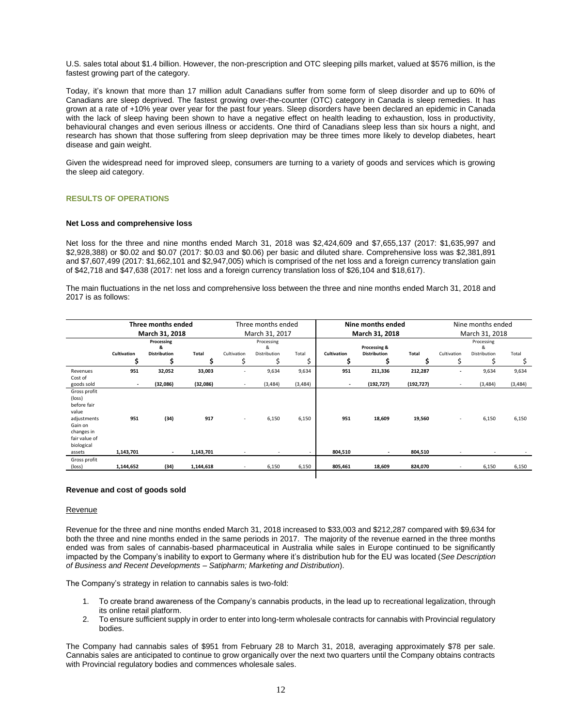U.S. sales total about $1.4 billion. However, the non-prescription and OTC sleeping pills market, valued at $576 million, is the fastest growing part of the category.

Today, it's known that more than 17 million adult Canadians suffer from some form of sleep disorder and up to 60% of Canadians are sleep deprived. The fastest growing over-the-counter (OTC) category in Canada is sleep remedies. It has grown at a rate of +10% year over year for the past four years. Sleep disorders have been declared an epidemic in Canada with the lack of sleep having been shown to have a negative effect on health leading to exhaustion, loss in productivity, behavioural changes and even serious illness or accidents. One third of Canadians sleep less than six hours a night, and research has shown that those suffering from sleep deprivation may be three times more likely to develop diabetes, heart disease and gain weight.

Given the widespread need for improved sleep, consumers are turning to a variety of goods and services which is growing the sleep aid category.

## RESULTS OF OPERATIONS

### Net Loss and comprehensive loss

Net loss for the three and nine months ended March 31, 2018 was $2,424,609 and $7,655,137 (2017: $1,635,997 and $2,928,388) or $0.02 and $0.07 (2017: $0.03 and $0.06) per basic and diluted share. Comprehensive loss was $2,381,891 and $7,607,499 (2017: $1,662,101 and $2,947,005) which is comprised of the net loss and a foreign currency translation gain of $42,718 and $47,638 (2017: net loss and a foreign currency translation loss of $26,104 and $18,617).

The main fluctuations in the net loss and comprehensive loss between the three and nine months ended March 31, 2018 and 2017 is as follows:

| | **Three months ended March 31, 2018** | | | Three months ended March 31, 2017 | | | **Nine months ended March 31, 2018** | | | Nine months ended March 31, 2018 | | |
|---|---|---|---|---|---|---|---|---|---|---|---|---|
| | **Cultivation** | **Processing & Distribution** | **Total** | Cultivation | Processing & Distribution | Total | **Cultivation** | **Processing & Distribution** | **Total** | Cultivation | Processing & Distribution | Total |
| | **$** | **$** | **$** | $ | $ | $ | **$** | **$** | **$** | $ | $ | $ |
| Revenues | **951** | **32,052** | **33,003** | - | 9,634 | 9,634 | **951** | **211,336** | **212,287** | - | 9,634 | 9,634 |
| Cost of goods sold | **-** | **(32,086)** | **(32,086)** | - | (3,484) | (3,484) | **-** | **(192,727)** | **(192,727)** | - | (3,484) | (3,484) |
| Gross profit (loss) before fair value adjustments | **951** | **(34)** | **917** | - | 6,150 | 6,150 | **951** | **18,609** | **19,560** | - | 6,150 | 6,150 |
| Gain on changes in fair value of biological assets | **1,143,701** | **-** | **1,143,701** | - | - | - | **804,510** | **-** | **804,510** | - | - | - |
| Gross profit (loss) | **1,144,652** | **(34)** | **1,144,618** | - | 6,150 | 6,150 | **805,461** | **18,609** | **824,070** | - | 6,150 | 6,150 |

### Revenue and cost of goods sold

Revenue

Revenue for the three and nine months ended March 31, 2018 increased to $33,003 and $212,287 compared with $9,634 for both the three and nine months ended in the same periods in 2017. The majority of the revenue earned in the three months ended was from sales of cannabis-based pharmaceutical in Australia while sales in Europe continued to be significantly impacted by the Company's inability to export to Germany where it's distribution hub for the EU was located (*See Description of Business and Recent Developments – Satipharm; Marketing and Distribution*).

The Company's strategy in relation to cannabis sales is two-fold:

1. To create brand awareness of the Company's cannabis products, in the lead up to recreational legalization, through its online retail platform.
2. To ensure sufficient supply in order to enter into long-term wholesale contracts for cannabis with Provincial regulatory bodies.

The Company had cannabis sales of $951 from February 28 to March 31, 2018, averaging approximately $78 per sale. Cannabis sales are anticipated to continue to grow organically over the next two quarters until the Company obtains contracts with Provincial regulatory bodies and commences wholesale sales.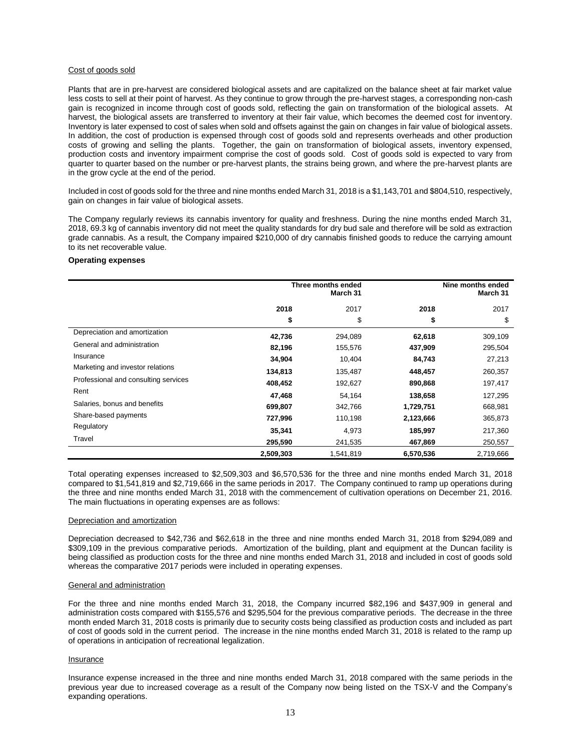Cost of goods sold

Plants that are in pre-harvest are considered biological assets and are capitalized on the balance sheet at fair market value less costs to sell at their point of harvest. As they continue to grow through the pre-harvest stages, a corresponding non-cash gain is recognized in income through cost of goods sold, reflecting the gain on transformation of the biological assets. At harvest, the biological assets are transferred to inventory at their fair value, which becomes the deemed cost for inventory. Inventory is later expensed to cost of sales when sold and offsets against the gain on changes in fair value of biological assets. In addition, the cost of production is expensed through cost of goods sold and represents overheads and other production costs of growing and selling the plants. Together, the gain on transformation of biological assets, inventory expensed, production costs and inventory impairment comprise the cost of goods sold. Cost of goods sold is expected to vary from quarter to quarter based on the number or pre-harvest plants, the strains being grown, and where the pre-harvest plants are in the grow cycle at the end of the period.

Included in cost of goods sold for the three and nine months ended March 31, 2018 is a $1,143,701 and $804,510, respectively, gain on changes in fair value of biological assets.

The Company regularly reviews its cannabis inventory for quality and freshness. During the nine months ended March 31, 2018, 69.3 kg of cannabis inventory did not meet the quality standards for dry bud sale and therefore will be sold as extraction grade cannabis. As a result, the Company impaired $210,000 of dry cannabis finished goods to reduce the carrying amount to its net recoverable value.

**Operating expenses**

| | **Three months ended March 31** | | **Nine months ended March 31** | |
|---|---|---|---|---|
| | **2018** | 2017 | **2018** | 2017 |
| | **$** | $ | **$** | $ |
| Depreciation and amortization | **42,736** | 294,089 | **62,618** | 309,109 |
| General and administration | **82,196** | 155,576 | **437,909** | 295,504 |
| Insurance | **34,904** | 10,404 | **84,743** | 27,213 |
| Marketing and investor relations | **134,813** | 135,487 | **448,457** | 260,357 |
| Professional and consulting services | **408,452** | 192,627 | **890,868** | 197,417 |
| Rent | **47,468** | 54,164 | **138,658** | 127,295 |
| Salaries, bonus and benefits | **699,807** | 342,766 | **1,729,751** | 668,981 |
| Share-based payments | **727,996** | 110,198 | **2,123,666** | 365,873 |
| Regulatory | **35,341** | 4,973 | **185,997** | 217,360 |
| Travel | **295,590** | 241,535 | **467,869** | 250,557 |
| | **2,509,303** | 1,541,819 | **6,570,536** | 2,719,666 |

Total operating expenses increased to $2,509,303 and $6,570,536 for the three and nine months ended March 31, 2018 compared to $1,541,819 and $2,719,666 in the same periods in 2017. The Company continued to ramp up operations during the three and nine months ended March 31, 2018 with the commencement of cultivation operations on December 21, 2016. The main fluctuations in operating expenses are as follows:

Depreciation and amortization

Depreciation decreased to $42,736 and $62,618 in the three and nine months ended March 31, 2018 from $294,089 and $309,109 in the previous comparative periods. Amortization of the building, plant and equipment at the Duncan facility is being classified as production costs for the three and nine months ended March 31, 2018 and included in cost of goods sold whereas the comparative 2017 periods were included in operating expenses.

General and administration

For the three and nine months ended March 31, 2018, the Company incurred $82,196 and $437,909 in general and administration costs compared with $155,576 and $295,504 for the previous comparative periods. The decrease in the three month ended March 31, 2018 costs is primarily due to security costs being classified as production costs and included as part of cost of goods sold in the current period. The increase in the nine months ended March 31, 2018 is related to the ramp up of operations in anticipation of recreational legalization.

Insurance

Insurance expense increased in the three and nine months ended March 31, 2018 compared with the same periods in the previous year due to increased coverage as a result of the Company now being listed on the TSX-V and the Company's expanding operations.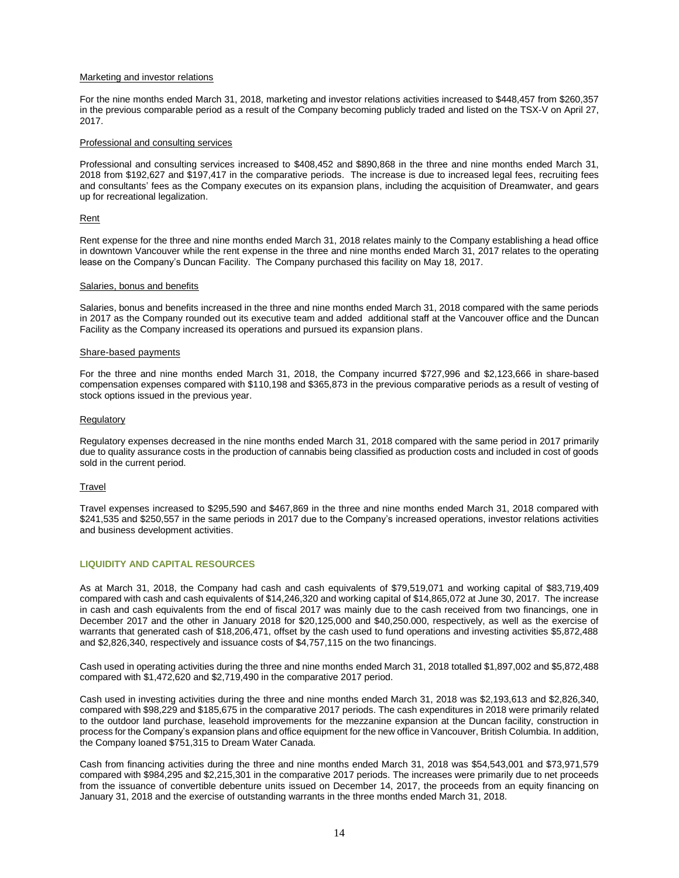Marketing and investor relations

For the nine months ended March 31, 2018, marketing and investor relations activities increased to $448,457 from $260,357 in the previous comparable period as a result of the Company becoming publicly traded and listed on the TSX-V on April 27, 2017.

Professional and consulting services

Professional and consulting services increased to $408,452 and $890,868 in the three and nine months ended March 31, 2018 from $192,627 and $197,417 in the comparative periods. The increase is due to increased legal fees, recruiting fees and consultants' fees as the Company executes on its expansion plans, including the acquisition of Dreamwater, and gears up for recreational legalization.

Rent

Rent expense for the three and nine months ended March 31, 2018 relates mainly to the Company establishing a head office in downtown Vancouver while the rent expense in the three and nine months ended March 31, 2017 relates to the operating lease on the Company's Duncan Facility. The Company purchased this facility on May 18, 2017.

Salaries, bonus and benefits

Salaries, bonus and benefits increased in the three and nine months ended March 31, 2018 compared with the same periods in 2017 as the Company rounded out its executive team and added additional staff at the Vancouver office and the Duncan Facility as the Company increased its operations and pursued its expansion plans.

Share-based payments

For the three and nine months ended March 31, 2018, the Company incurred $727,996 and $2,123,666 in share-based compensation expenses compared with $110,198 and $365,873 in the previous comparative periods as a result of vesting of stock options issued in the previous year.

Regulatory

Regulatory expenses decreased in the nine months ended March 31, 2018 compared with the same period in 2017 primarily due to quality assurance costs in the production of cannabis being classified as production costs and included in cost of goods sold in the current period.

Travel

Travel expenses increased to $295,590 and $467,869 in the three and nine months ended March 31, 2018 compared with $241,535 and $250,557 in the same periods in 2017 due to the Company's increased operations, investor relations activities and business development activities.

## LIQUIDITY AND CAPITAL RESOURCES

As at March 31, 2018, the Company had cash and cash equivalents of $79,519,071 and working capital of $83,719,409 compared with cash and cash equivalents of $14,246,320 and working capital of $14,865,072 at June 30, 2017. The increase in cash and cash equivalents from the end of fiscal 2017 was mainly due to the cash received from two financings, one in December 2017 and the other in January 2018 for $20,125,000 and $40,250.000, respectively, as well as the exercise of warrants that generated cash of $18,206,471, offset by the cash used to fund operations and investing activities $5,872,488 and $2,826,340, respectively and issuance costs of $4,757,115 on the two financings.

Cash used in operating activities during the three and nine months ended March 31, 2018 totalled $1,897,002 and $5,872,488 compared with $1,472,620 and $2,719,490 in the comparative 2017 period.

Cash used in investing activities during the three and nine months ended March 31, 2018 was $2,193,613 and $2,826,340, compared with $98,229 and $185,675 in the comparative 2017 periods. The cash expenditures in 2018 were primarily related to the outdoor land purchase, leasehold improvements for the mezzanine expansion at the Duncan facility, construction in process for the Company's expansion plans and office equipment for the new office in Vancouver, British Columbia. In addition, the Company loaned $751,315 to Dream Water Canada.

Cash from financing activities during the three and nine months ended March 31, 2018 was $54,543,001 and $73,971,579 compared with $984,295 and $2,215,301 in the comparative 2017 periods. The increases were primarily due to net proceeds from the issuance of convertible debenture units issued on December 14, 2017, the proceeds from an equity financing on January 31, 2018 and the exercise of outstanding warrants in the three months ended March 31, 2018.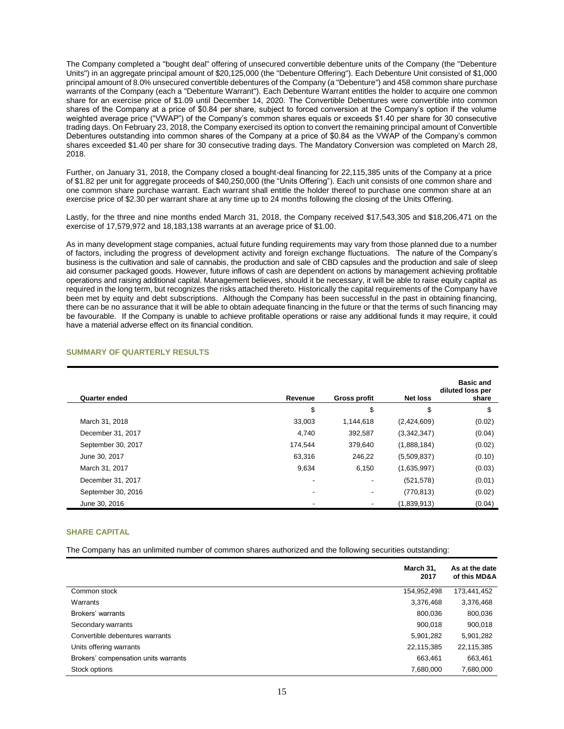The Company completed a "bought deal" offering of unsecured convertible debenture units of the Company (the "Debenture Units") in an aggregate principal amount of $20,125,000 (the "Debenture Offering"). Each Debenture Unit consisted of $1,000 principal amount of 8.0% unsecured convertible debentures of the Company (a "Debenture") and 458 common share purchase warrants of the Company (each a "Debenture Warrant"). Each Debenture Warrant entitles the holder to acquire one common share for an exercise price of $1.09 until December 14, 2020. The Convertible Debentures were convertible into common shares of the Company at a price of $0.84 per share, subject to forced conversion at the Company's option if the volume weighted average price ("VWAP") of the Company's common shares equals or exceeds $1.40 per share for 30 consecutive trading days. On February 23, 2018, the Company exercised its option to convert the remaining principal amount of Convertible Debentures outstanding into common shares of the Company at a price of $0.84 as the VWAP of the Company's common shares exceeded $1.40 per share for 30 consecutive trading days. The Mandatory Conversion was completed on March 28, 2018.

Further, on January 31, 2018, the Company closed a bought-deal financing for 22,115,385 units of the Company at a price of $1.82 per unit for aggregate proceeds of $40,250,000 (the "Units Offering"). Each unit consists of one common share and one common share purchase warrant. Each warrant shall entitle the holder thereof to purchase one common share at an exercise price of $2.30 per warrant share at any time up to 24 months following the closing of the Units Offering.

Lastly, for the three and nine months ended March 31, 2018, the Company received $17,543,305 and $18,206,471 on the exercise of 17,579,972 and 18,183,138 warrants at an average price of $1.00.

As in many development stage companies, actual future funding requirements may vary from those planned due to a number of factors, including the progress of development activity and foreign exchange fluctuations. The nature of the Company's business is the cultivation and sale of cannabis, the production and sale of CBD capsules and the production and sale of sleep aid consumer packaged goods. However, future inflows of cash are dependent on actions by management achieving profitable operations and raising additional capital. Management believes, should it be necessary, it will be able to raise equity capital as required in the long term, but recognizes the risks attached thereto. Historically the capital requirements of the Company have been met by equity and debt subscriptions. Although the Company has been successful in the past in obtaining financing, there can be no assurance that it will be able to obtain adequate financing in the future or that the terms of such financing may be favourable. If the Company is unable to achieve profitable operations or raise any additional funds it may require, it could have a material adverse effect on its financial condition.

## SUMMARY OF QUARTERLY RESULTS

| Quarter ended | Revenue | Gross profit | Net loss | Basic and diluted loss per share |
|---|---|---|---|---|
| | $ | $ | $ | $ |
| March 31, 2018 | 33,003 | 1,144,618 | (2,424,609) | (0.02) |
| December 31, 2017 | 4,740 | 392,587 | (3,342,347) | (0.04) |
| September 30, 2017 | 174,544 | 379,640 | (1,888,184) | (0.02) |
| June 30, 2017 | 63,316 | 246,22 | (5,509,837) | (0.10) |
| March 31, 2017 | 9,634 | 6,150 | (1,635,997) | (0.03) |
| December 31, 2017 | - | - | (521,578) | (0.01) |
| September 30, 2016 | - | - | (770,813) | (0.02) |
| June 30, 2016 | - | - | (1,839,913) | (0.04) |

## SHARE CAPITAL

The Company has an unlimited number of common shares authorized and the following securities outstanding:

| | March 31, 2017 | As at the date of this MD&A |
|---|---|---|
| Common stock | 154,952,498 | 173,441,452 |
| Warrants | 3,376,468 | 3,376,468 |
| Brokers' warrants | 800,036 | 800,036 |
| Secondary warrants | 900,018 | 900,018 |
| Convertible debentures warrants | 5,901,282 | 5,901,282 |
| Units offering warrants | 22,115,385 | 22,115,385 |
| Brokers' compensation units warrants | 663,461 | 663,461 |
| Stock options | 7,680,000 | 7,680,000 |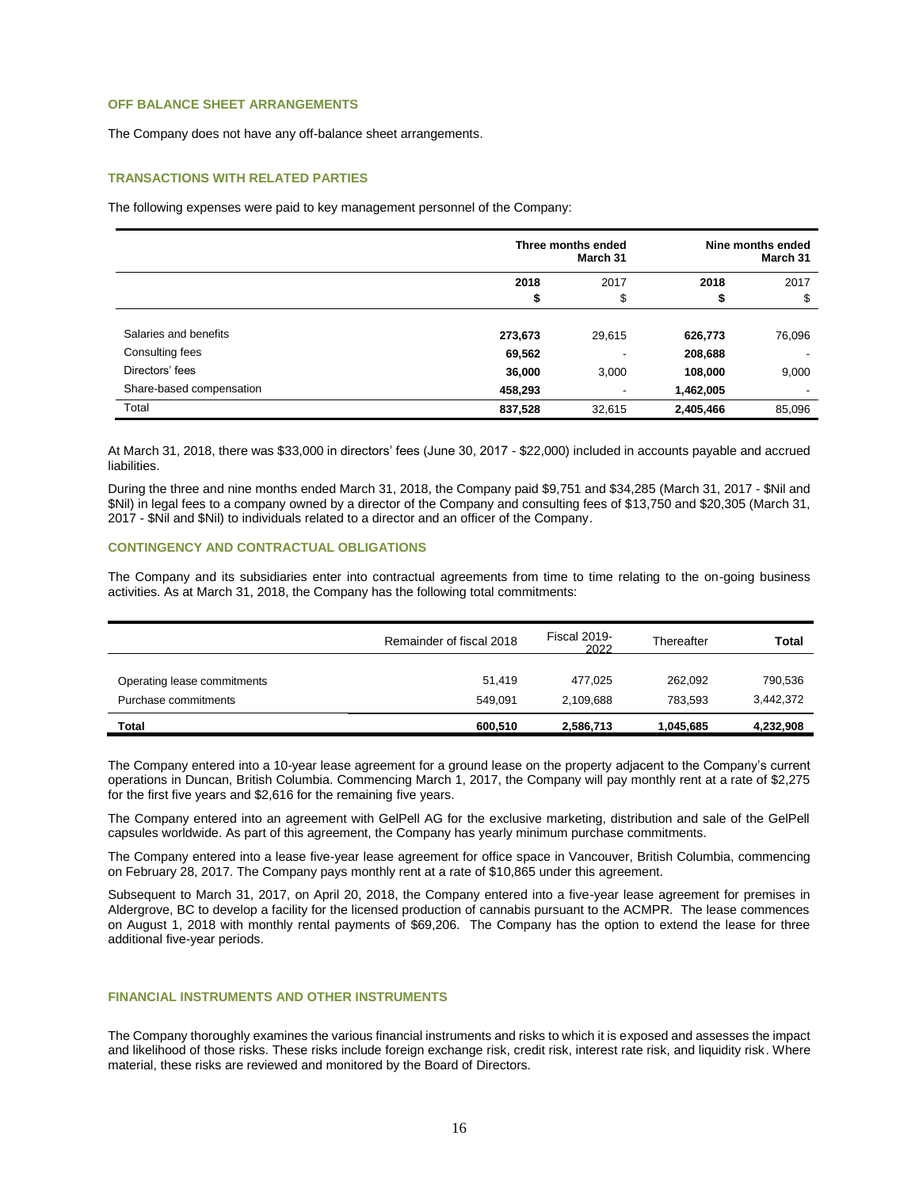### OFF BALANCE SHEET ARRANGEMENTS

The Company does not have any off-balance sheet arrangements.

### TRANSACTIONS WITH RELATED PARTIES

The following expenses were paid to key management personnel of the Company:

| | Three months ended March 31 | | Nine months ended March 31 | |
|---|---|---|---|---|
| | **2018** | 2017 | **2018** | 2017 |
| | **$** | $ | **$** | $ |
| Salaries and benefits | **273,673** | 29,615 | **626,773** | 76,096 |
| Consulting fees | **69,562** | - | **208,688** | - |
| Directors' fees | **36,000** | 3,000 | **108,000** | 9,000 |
| Share-based compensation | **458,293** | - | **1,462,005** | - |
| Total | **837,528** | 32,615 | **2,405,466** | 85,096 |

At March 31, 2018, there was $33,000 in directors' fees (June 30, 2017 - $22,000) included in accounts payable and accrued liabilities.

During the three and nine months ended March 31, 2018, the Company paid $9,751 and $34,285 (March 31, 2017 - $Nil and $Nil) in legal fees to a company owned by a director of the Company and consulting fees of $13,750 and $20,305 (March 31, 2017 - $Nil and $Nil) to individuals related to a director and an officer of the Company.

### CONTINGENCY AND CONTRACTUAL OBLIGATIONS

The Company and its subsidiaries enter into contractual agreements from time to time relating to the on-going business activities. As at March 31, 2018, the Company has the following total commitments:

| | Remainder of fiscal 2018 | Fiscal 2019-2022 | Thereafter | **Total** |
|---|---|---|---|---|
| Operating lease commitments | 51,419 | 477,025 | 262,092 | 790,536 |
| Purchase commitments | 549,091 | 2,109,688 | 783,593 | 3,442,372 |
| **Total** | **600,510** | **2,586,713** | **1,045,685** | **4,232,908** |

The Company entered into a 10-year lease agreement for a ground lease on the property adjacent to the Company's current operations in Duncan, British Columbia. Commencing March 1, 2017, the Company will pay monthly rent at a rate of $2,275 for the first five years and $2,616 for the remaining five years.

The Company entered into an agreement with GelPell AG for the exclusive marketing, distribution and sale of the GelPell capsules worldwide. As part of this agreement, the Company has yearly minimum purchase commitments.

The Company entered into a lease five-year lease agreement for office space in Vancouver, British Columbia, commencing on February 28, 2017. The Company pays monthly rent at a rate of $10,865 under this agreement.

Subsequent to March 31, 2017, on April 20, 2018, the Company entered into a five-year lease agreement for premises in Aldergrove, BC to develop a facility for the licensed production of cannabis pursuant to the ACMPR. The lease commences on August 1, 2018 with monthly rental payments of $69,206. The Company has the option to extend the lease for three additional five-year periods.

### FINANCIAL INSTRUMENTS AND OTHER INSTRUMENTS

The Company thoroughly examines the various financial instruments and risks to which it is exposed and assesses the impact and likelihood of those risks. These risks include foreign exchange risk, credit risk, interest rate risk, and liquidity risk. Where material, these risks are reviewed and monitored by the Board of Directors.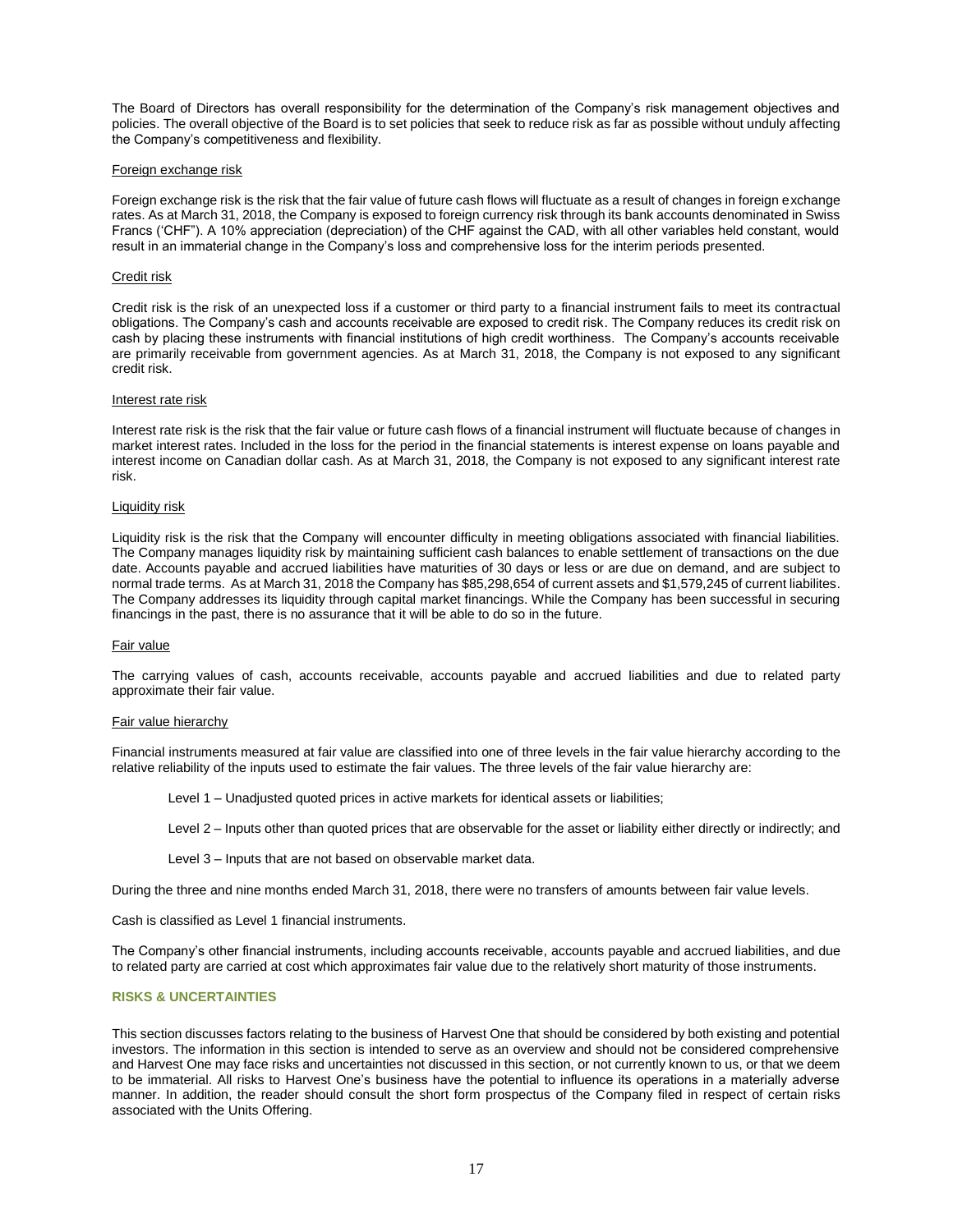The Board of Directors has overall responsibility for the determination of the Company's risk management objectives and policies. The overall objective of the Board is to set policies that seek to reduce risk as far as possible without unduly affecting the Company's competitiveness and flexibility.

Foreign exchange risk

Foreign exchange risk is the risk that the fair value of future cash flows will fluctuate as a result of changes in foreign exchange rates. As at March 31, 2018, the Company is exposed to foreign currency risk through its bank accounts denominated in Swiss Francs ('CHF"). A 10% appreciation (depreciation) of the CHF against the CAD, with all other variables held constant, would result in an immaterial change in the Company's loss and comprehensive loss for the interim periods presented.

Credit risk

Credit risk is the risk of an unexpected loss if a customer or third party to a financial instrument fails to meet its contractual obligations. The Company's cash and accounts receivable are exposed to credit risk. The Company reduces its credit risk on cash by placing these instruments with financial institutions of high credit worthiness. The Company's accounts receivable are primarily receivable from government agencies. As at March 31, 2018, the Company is not exposed to any significant credit risk.

Interest rate risk

Interest rate risk is the risk that the fair value or future cash flows of a financial instrument will fluctuate because of changes in market interest rates. Included in the loss for the period in the financial statements is interest expense on loans payable and interest income on Canadian dollar cash. As at March 31, 2018, the Company is not exposed to any significant interest rate risk.

Liquidity risk

Liquidity risk is the risk that the Company will encounter difficulty in meeting obligations associated with financial liabilities. The Company manages liquidity risk by maintaining sufficient cash balances to enable settlement of transactions on the due date. Accounts payable and accrued liabilities have maturities of 30 days or less or are due on demand, and are subject to normal trade terms. As at March 31, 2018 the Company has $85,298,654 of current assets and $1,579,245 of current liabilites. The Company addresses its liquidity through capital market financings. While the Company has been successful in securing financings in the past, there is no assurance that it will be able to do so in the future.

Fair value

The carrying values of cash, accounts receivable, accounts payable and accrued liabilities and due to related party approximate their fair value.

Fair value hierarchy

Financial instruments measured at fair value are classified into one of three levels in the fair value hierarchy according to the relative reliability of the inputs used to estimate the fair values. The three levels of the fair value hierarchy are:

Level 1 – Unadjusted quoted prices in active markets for identical assets or liabilities;

Level 2 – Inputs other than quoted prices that are observable for the asset or liability either directly or indirectly; and

Level 3 – Inputs that are not based on observable market data.

During the three and nine months ended March 31, 2018, there were no transfers of amounts between fair value levels.

Cash is classified as Level 1 financial instruments.

The Company's other financial instruments, including accounts receivable, accounts payable and accrued liabilities, and due to related party are carried at cost which approximates fair value due to the relatively short maturity of those instruments.

## RISKS & UNCERTAINTIES

This section discusses factors relating to the business of Harvest One that should be considered by both existing and potential investors. The information in this section is intended to serve as an overview and should not be considered comprehensive and Harvest One may face risks and uncertainties not discussed in this section, or not currently known to us, or that we deem to be immaterial. All risks to Harvest One's business have the potential to influence its operations in a materially adverse manner. In addition, the reader should consult the short form prospectus of the Company filed in respect of certain risks associated with the Units Offering.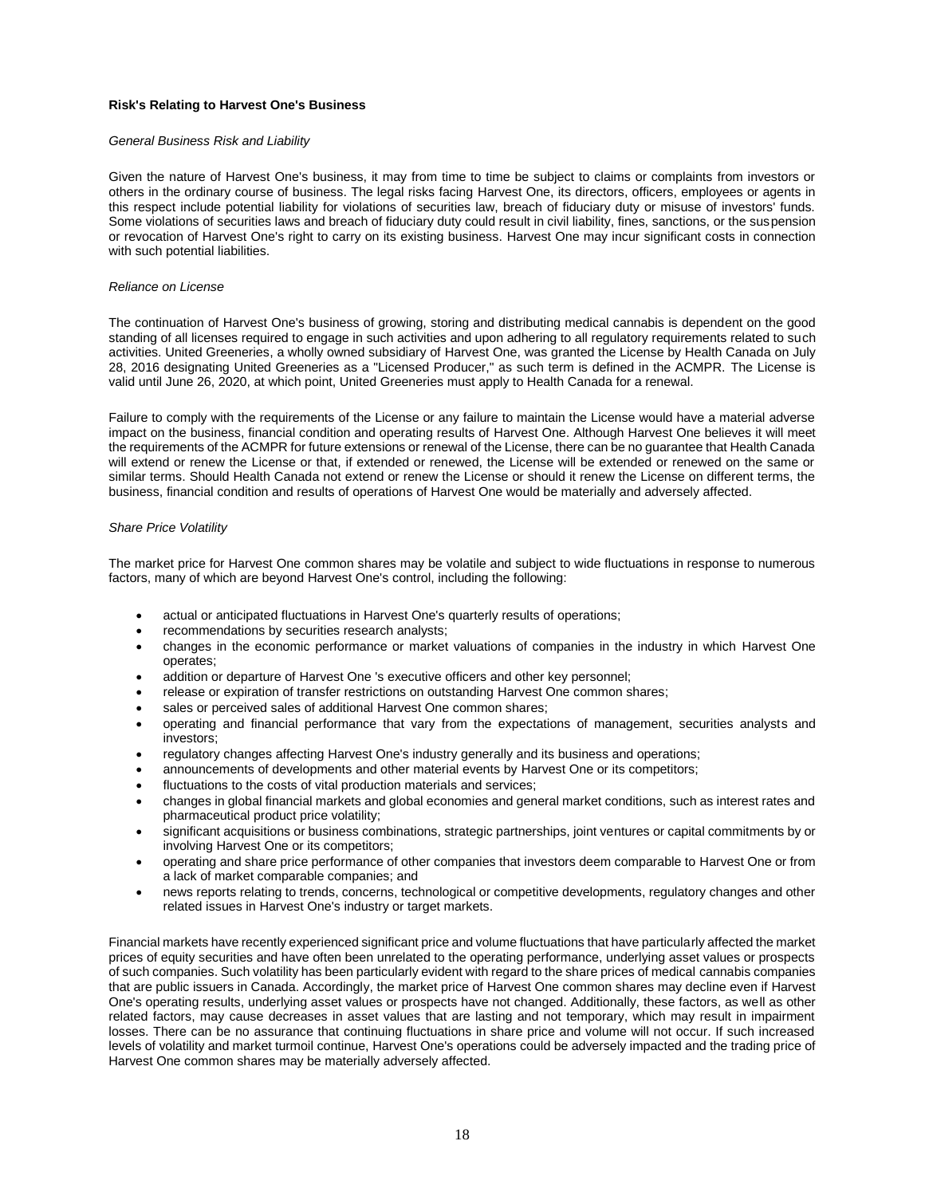**Risk's Relating to Harvest One's Business**

*General Business Risk and Liability*

Given the nature of Harvest One's business, it may from time to time be subject to claims or complaints from investors or others in the ordinary course of business. The legal risks facing Harvest One, its directors, officers, employees or agents in this respect include potential liability for violations of securities law, breach of fiduciary duty or misuse of investors' funds. Some violations of securities laws and breach of fiduciary duty could result in civil liability, fines, sanctions, or the suspension or revocation of Harvest One's right to carry on its existing business. Harvest One may incur significant costs in connection with such potential liabilities.

*Reliance on License*

The continuation of Harvest One's business of growing, storing and distributing medical cannabis is dependent on the good standing of all licenses required to engage in such activities and upon adhering to all regulatory requirements related to such activities. United Greeneries, a wholly owned subsidiary of Harvest One, was granted the License by Health Canada on July 28, 2016 designating United Greeneries as a "Licensed Producer," as such term is defined in the ACMPR. The License is valid until June 26, 2020, at which point, United Greeneries must apply to Health Canada for a renewal.

Failure to comply with the requirements of the License or any failure to maintain the License would have a material adverse impact on the business, financial condition and operating results of Harvest One. Although Harvest One believes it will meet the requirements of the ACMPR for future extensions or renewal of the License, there can be no guarantee that Health Canada will extend or renew the License or that, if extended or renewed, the License will be extended or renewed on the same or similar terms. Should Health Canada not extend or renew the License or should it renew the License on different terms, the business, financial condition and results of operations of Harvest One would be materially and adversely affected.

*Share Price Volatility*

The market price for Harvest One common shares may be volatile and subject to wide fluctuations in response to numerous factors, many of which are beyond Harvest One's control, including the following:

- actual or anticipated fluctuations in Harvest One's quarterly results of operations;
- recommendations by securities research analysts;
- changes in the economic performance or market valuations of companies in the industry in which Harvest One operates;
- addition or departure of Harvest One 's executive officers and other key personnel;
- release or expiration of transfer restrictions on outstanding Harvest One common shares;
- sales or perceived sales of additional Harvest One common shares;
- operating and financial performance that vary from the expectations of management, securities analysts and investors;
- regulatory changes affecting Harvest One's industry generally and its business and operations;
- announcements of developments and other material events by Harvest One or its competitors;
- fluctuations to the costs of vital production materials and services;
- changes in global financial markets and global economies and general market conditions, such as interest rates and pharmaceutical product price volatility;
- significant acquisitions or business combinations, strategic partnerships, joint ventures or capital commitments by or involving Harvest One or its competitors;
- operating and share price performance of other companies that investors deem comparable to Harvest One or from a lack of market comparable companies; and
- news reports relating to trends, concerns, technological or competitive developments, regulatory changes and other related issues in Harvest One's industry or target markets.

Financial markets have recently experienced significant price and volume fluctuations that have particularly affected the market prices of equity securities and have often been unrelated to the operating performance, underlying asset values or prospects of such companies. Such volatility has been particularly evident with regard to the share prices of medical cannabis companies that are public issuers in Canada. Accordingly, the market price of Harvest One common shares may decline even if Harvest One's operating results, underlying asset values or prospects have not changed. Additionally, these factors, as well as other related factors, may cause decreases in asset values that are lasting and not temporary, which may result in impairment losses. There can be no assurance that continuing fluctuations in share price and volume will not occur. If such increased levels of volatility and market turmoil continue, Harvest One's operations could be adversely impacted and the trading price of Harvest One common shares may be materially adversely affected.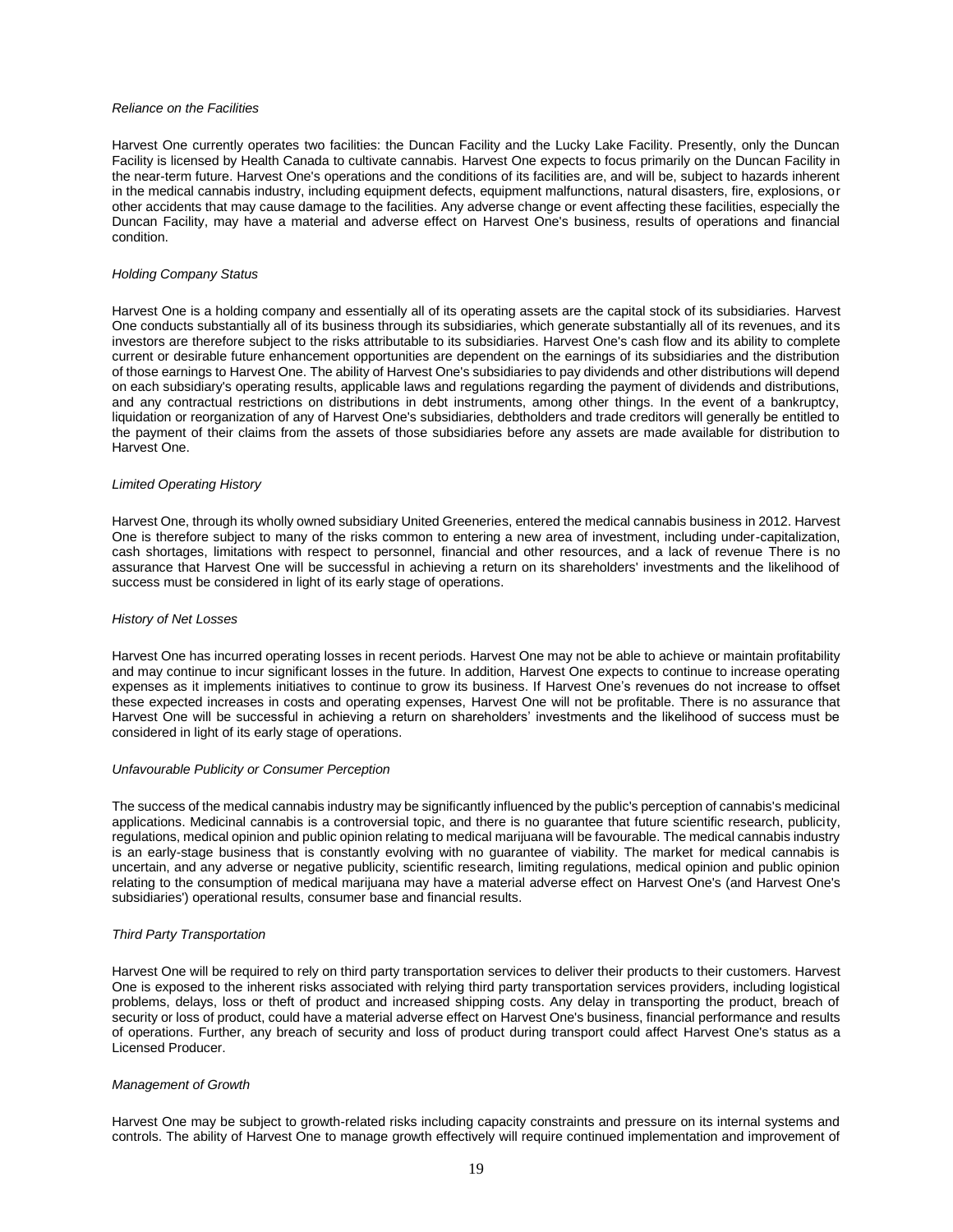*Reliance on the Facilities*

Harvest One currently operates two facilities: the Duncan Facility and the Lucky Lake Facility. Presently, only the Duncan Facility is licensed by Health Canada to cultivate cannabis. Harvest One expects to focus primarily on the Duncan Facility in the near-term future. Harvest One's operations and the conditions of its facilities are, and will be, subject to hazards inherent in the medical cannabis industry, including equipment defects, equipment malfunctions, natural disasters, fire, explosions, or other accidents that may cause damage to the facilities. Any adverse change or event affecting these facilities, especially the Duncan Facility, may have a material and adverse effect on Harvest One's business, results of operations and financial condition.

*Holding Company Status*

Harvest One is a holding company and essentially all of its operating assets are the capital stock of its subsidiaries. Harvest One conducts substantially all of its business through its subsidiaries, which generate substantially all of its revenues, and its investors are therefore subject to the risks attributable to its subsidiaries. Harvest One's cash flow and its ability to complete current or desirable future enhancement opportunities are dependent on the earnings of its subsidiaries and the distribution of those earnings to Harvest One. The ability of Harvest One's subsidiaries to pay dividends and other distributions will depend on each subsidiary's operating results, applicable laws and regulations regarding the payment of dividends and distributions, and any contractual restrictions on distributions in debt instruments, among other things. In the event of a bankruptcy, liquidation or reorganization of any of Harvest One's subsidiaries, debtholders and trade creditors will generally be entitled to the payment of their claims from the assets of those subsidiaries before any assets are made available for distribution to Harvest One.

*Limited Operating History*

Harvest One, through its wholly owned subsidiary United Greeneries, entered the medical cannabis business in 2012. Harvest One is therefore subject to many of the risks common to entering a new area of investment, including under-capitalization, cash shortages, limitations with respect to personnel, financial and other resources, and a lack of revenue There is no assurance that Harvest One will be successful in achieving a return on its shareholders' investments and the likelihood of success must be considered in light of its early stage of operations.

*History of Net Losses*

Harvest One has incurred operating losses in recent periods. Harvest One may not be able to achieve or maintain profitability and may continue to incur significant losses in the future. In addition, Harvest One expects to continue to increase operating expenses as it implements initiatives to continue to grow its business. If Harvest One's revenues do not increase to offset these expected increases in costs and operating expenses, Harvest One will not be profitable. There is no assurance that Harvest One will be successful in achieving a return on shareholders' investments and the likelihood of success must be considered in light of its early stage of operations.

*Unfavourable Publicity or Consumer Perception*

The success of the medical cannabis industry may be significantly influenced by the public's perception of cannabis's medicinal applications. Medicinal cannabis is a controversial topic, and there is no guarantee that future scientific research, publicity, regulations, medical opinion and public opinion relating to medical marijuana will be favourable. The medical cannabis industry is an early-stage business that is constantly evolving with no guarantee of viability. The market for medical cannabis is uncertain, and any adverse or negative publicity, scientific research, limiting regulations, medical opinion and public opinion relating to the consumption of medical marijuana may have a material adverse effect on Harvest One's (and Harvest One's subsidiaries') operational results, consumer base and financial results.

*Third Party Transportation*

Harvest One will be required to rely on third party transportation services to deliver their products to their customers. Harvest One is exposed to the inherent risks associated with relying third party transportation services providers, including logistical problems, delays, loss or theft of product and increased shipping costs. Any delay in transporting the product, breach of security or loss of product, could have a material adverse effect on Harvest One's business, financial performance and results of operations. Further, any breach of security and loss of product during transport could affect Harvest One's status as a Licensed Producer.

*Management of Growth*

Harvest One may be subject to growth-related risks including capacity constraints and pressure on its internal systems and controls. The ability of Harvest One to manage growth effectively will require continued implementation and improvement of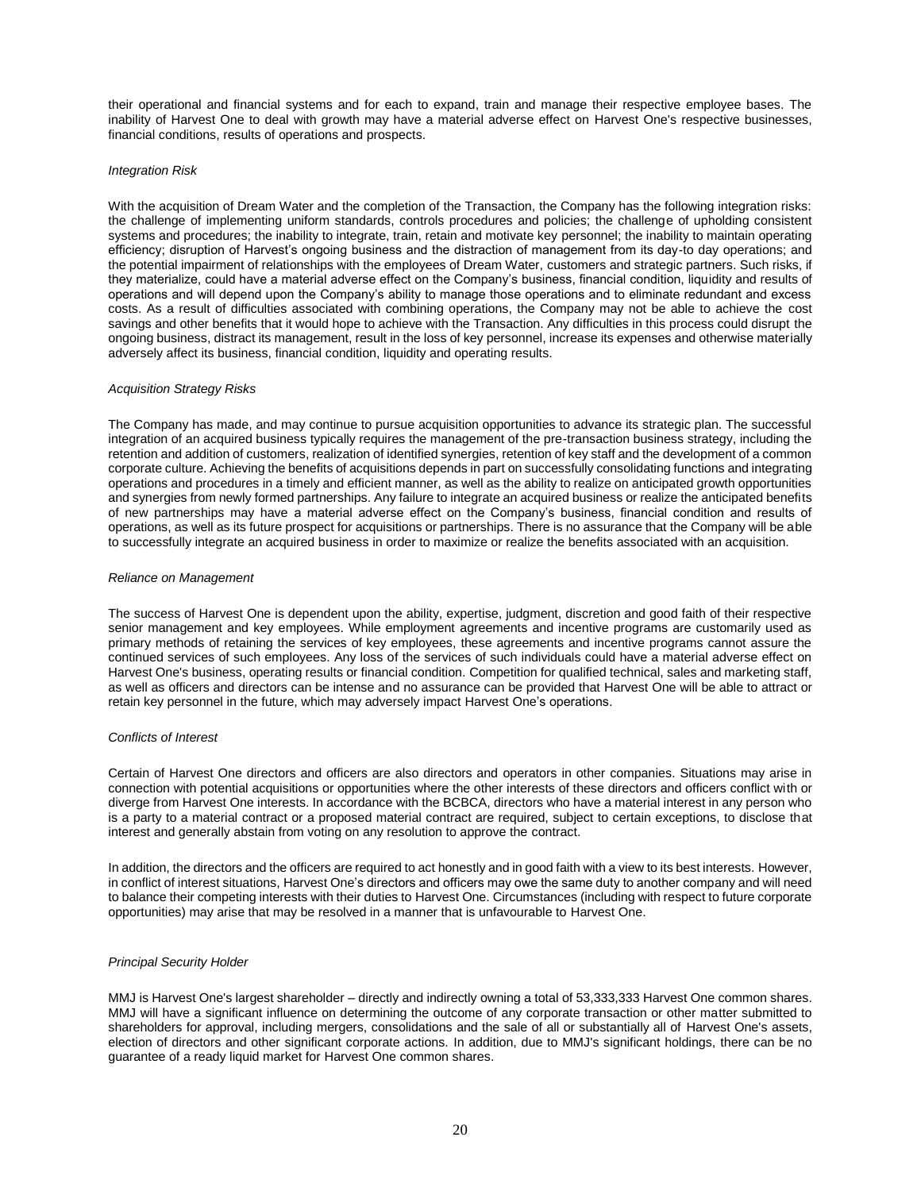their operational and financial systems and for each to expand, train and manage their respective employee bases. The inability of Harvest One to deal with growth may have a material adverse effect on Harvest One's respective businesses, financial conditions, results of operations and prospects.

*Integration Risk*

With the acquisition of Dream Water and the completion of the Transaction, the Company has the following integration risks: the challenge of implementing uniform standards, controls procedures and policies; the challenge of upholding consistent systems and procedures; the inability to integrate, train, retain and motivate key personnel; the inability to maintain operating efficiency; disruption of Harvest's ongoing business and the distraction of management from its day-to day operations; and the potential impairment of relationships with the employees of Dream Water, customers and strategic partners. Such risks, if they materialize, could have a material adverse effect on the Company's business, financial condition, liquidity and results of operations and will depend upon the Company's ability to manage those operations and to eliminate redundant and excess costs. As a result of difficulties associated with combining operations, the Company may not be able to achieve the cost savings and other benefits that it would hope to achieve with the Transaction. Any difficulties in this process could disrupt the ongoing business, distract its management, result in the loss of key personnel, increase its expenses and otherwise materially adversely affect its business, financial condition, liquidity and operating results.

*Acquisition Strategy Risks*

The Company has made, and may continue to pursue acquisition opportunities to advance its strategic plan. The successful integration of an acquired business typically requires the management of the pre-transaction business strategy, including the retention and addition of customers, realization of identified synergies, retention of key staff and the development of a common corporate culture. Achieving the benefits of acquisitions depends in part on successfully consolidating functions and integrating operations and procedures in a timely and efficient manner, as well as the ability to realize on anticipated growth opportunities and synergies from newly formed partnerships. Any failure to integrate an acquired business or realize the anticipated benefits of new partnerships may have a material adverse effect on the Company's business, financial condition and results of operations, as well as its future prospect for acquisitions or partnerships. There is no assurance that the Company will be able to successfully integrate an acquired business in order to maximize or realize the benefits associated with an acquisition.

*Reliance on Management*

The success of Harvest One is dependent upon the ability, expertise, judgment, discretion and good faith of their respective senior management and key employees. While employment agreements and incentive programs are customarily used as primary methods of retaining the services of key employees, these agreements and incentive programs cannot assure the continued services of such employees. Any loss of the services of such individuals could have a material adverse effect on Harvest One's business, operating results or financial condition. Competition for qualified technical, sales and marketing staff, as well as officers and directors can be intense and no assurance can be provided that Harvest One will be able to attract or retain key personnel in the future, which may adversely impact Harvest One's operations.

*Conflicts of Interest*

Certain of Harvest One directors and officers are also directors and operators in other companies. Situations may arise in connection with potential acquisitions or opportunities where the other interests of these directors and officers conflict with or diverge from Harvest One interests. In accordance with the BCBCA, directors who have a material interest in any person who is a party to a material contract or a proposed material contract are required, subject to certain exceptions, to disclose that interest and generally abstain from voting on any resolution to approve the contract.

In addition, the directors and the officers are required to act honestly and in good faith with a view to its best interests. However, in conflict of interest situations, Harvest One's directors and officers may owe the same duty to another company and will need to balance their competing interests with their duties to Harvest One. Circumstances (including with respect to future corporate opportunities) may arise that may be resolved in a manner that is unfavourable to Harvest One.

*Principal Security Holder*

MMJ is Harvest One's largest shareholder – directly and indirectly owning a total of 53,333,333 Harvest One common shares. MMJ will have a significant influence on determining the outcome of any corporate transaction or other matter submitted to shareholders for approval, including mergers, consolidations and the sale of all or substantially all of Harvest One's assets, election of directors and other significant corporate actions. In addition, due to MMJ's significant holdings, there can be no guarantee of a ready liquid market for Harvest One common shares.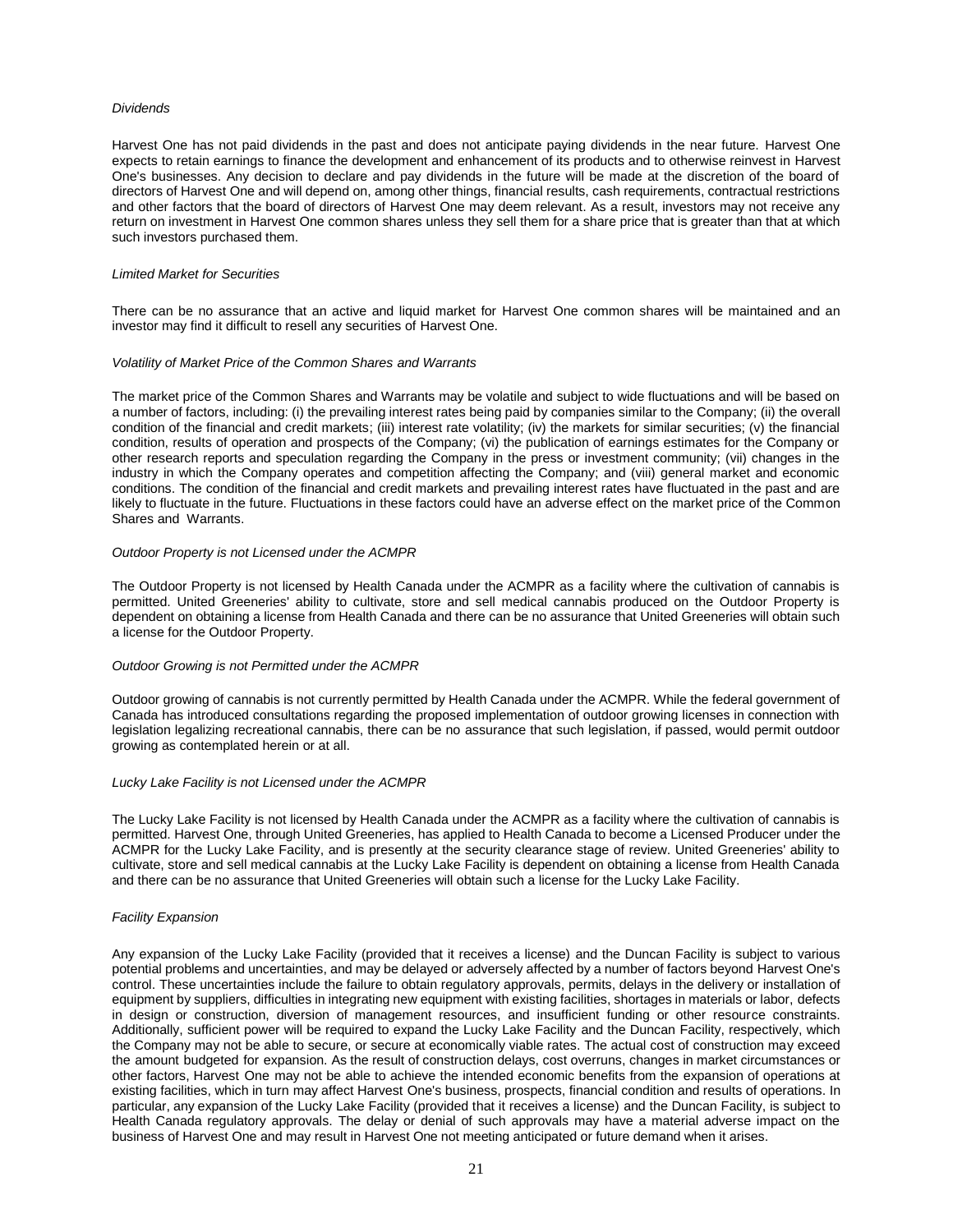*Dividends*

Harvest One has not paid dividends in the past and does not anticipate paying dividends in the near future. Harvest One expects to retain earnings to finance the development and enhancement of its products and to otherwise reinvest in Harvest One's businesses. Any decision to declare and pay dividends in the future will be made at the discretion of the board of directors of Harvest One and will depend on, among other things, financial results, cash requirements, contractual restrictions and other factors that the board of directors of Harvest One may deem relevant. As a result, investors may not receive any return on investment in Harvest One common shares unless they sell them for a share price that is greater than that at which such investors purchased them.

*Limited Market for Securities*

There can be no assurance that an active and liquid market for Harvest One common shares will be maintained and an investor may find it difficult to resell any securities of Harvest One.

*Volatility of Market Price of the Common Shares and Warrants*

The market price of the Common Shares and Warrants may be volatile and subject to wide fluctuations and will be based on a number of factors, including: (i) the prevailing interest rates being paid by companies similar to the Company; (ii) the overall condition of the financial and credit markets; (iii) interest rate volatility; (iv) the markets for similar securities; (v) the financial condition, results of operation and prospects of the Company; (vi) the publication of earnings estimates for the Company or other research reports and speculation regarding the Company in the press or investment community; (vii) changes in the industry in which the Company operates and competition affecting the Company; and (viii) general market and economic conditions. The condition of the financial and credit markets and prevailing interest rates have fluctuated in the past and are likely to fluctuate in the future. Fluctuations in these factors could have an adverse effect on the market price of the Common Shares and Warrants.

*Outdoor Property is not Licensed under the ACMPR*

The Outdoor Property is not licensed by Health Canada under the ACMPR as a facility where the cultivation of cannabis is permitted. United Greeneries' ability to cultivate, store and sell medical cannabis produced on the Outdoor Property is dependent on obtaining a license from Health Canada and there can be no assurance that United Greeneries will obtain such a license for the Outdoor Property.

*Outdoor Growing is not Permitted under the ACMPR*

Outdoor growing of cannabis is not currently permitted by Health Canada under the ACMPR. While the federal government of Canada has introduced consultations regarding the proposed implementation of outdoor growing licenses in connection with legislation legalizing recreational cannabis, there can be no assurance that such legislation, if passed, would permit outdoor growing as contemplated herein or at all.

*Lucky Lake Facility is not Licensed under the ACMPR*

The Lucky Lake Facility is not licensed by Health Canada under the ACMPR as a facility where the cultivation of cannabis is permitted. Harvest One, through United Greeneries, has applied to Health Canada to become a Licensed Producer under the ACMPR for the Lucky Lake Facility, and is presently at the security clearance stage of review. United Greeneries' ability to cultivate, store and sell medical cannabis at the Lucky Lake Facility is dependent on obtaining a license from Health Canada and there can be no assurance that United Greeneries will obtain such a license for the Lucky Lake Facility.

*Facility Expansion*

Any expansion of the Lucky Lake Facility (provided that it receives a license) and the Duncan Facility is subject to various potential problems and uncertainties, and may be delayed or adversely affected by a number of factors beyond Harvest One's control. These uncertainties include the failure to obtain regulatory approvals, permits, delays in the delivery or installation of equipment by suppliers, difficulties in integrating new equipment with existing facilities, shortages in materials or labor, defects in design or construction, diversion of management resources, and insufficient funding or other resource constraints. Additionally, sufficient power will be required to expand the Lucky Lake Facility and the Duncan Facility, respectively, which the Company may not be able to secure, or secure at economically viable rates. The actual cost of construction may exceed the amount budgeted for expansion. As the result of construction delays, cost overruns, changes in market circumstances or other factors, Harvest One may not be able to achieve the intended economic benefits from the expansion of operations at existing facilities, which in turn may affect Harvest One's business, prospects, financial condition and results of operations. In particular, any expansion of the Lucky Lake Facility (provided that it receives a license) and the Duncan Facility, is subject to Health Canada regulatory approvals. The delay or denial of such approvals may have a material adverse impact on the business of Harvest One and may result in Harvest One not meeting anticipated or future demand when it arises.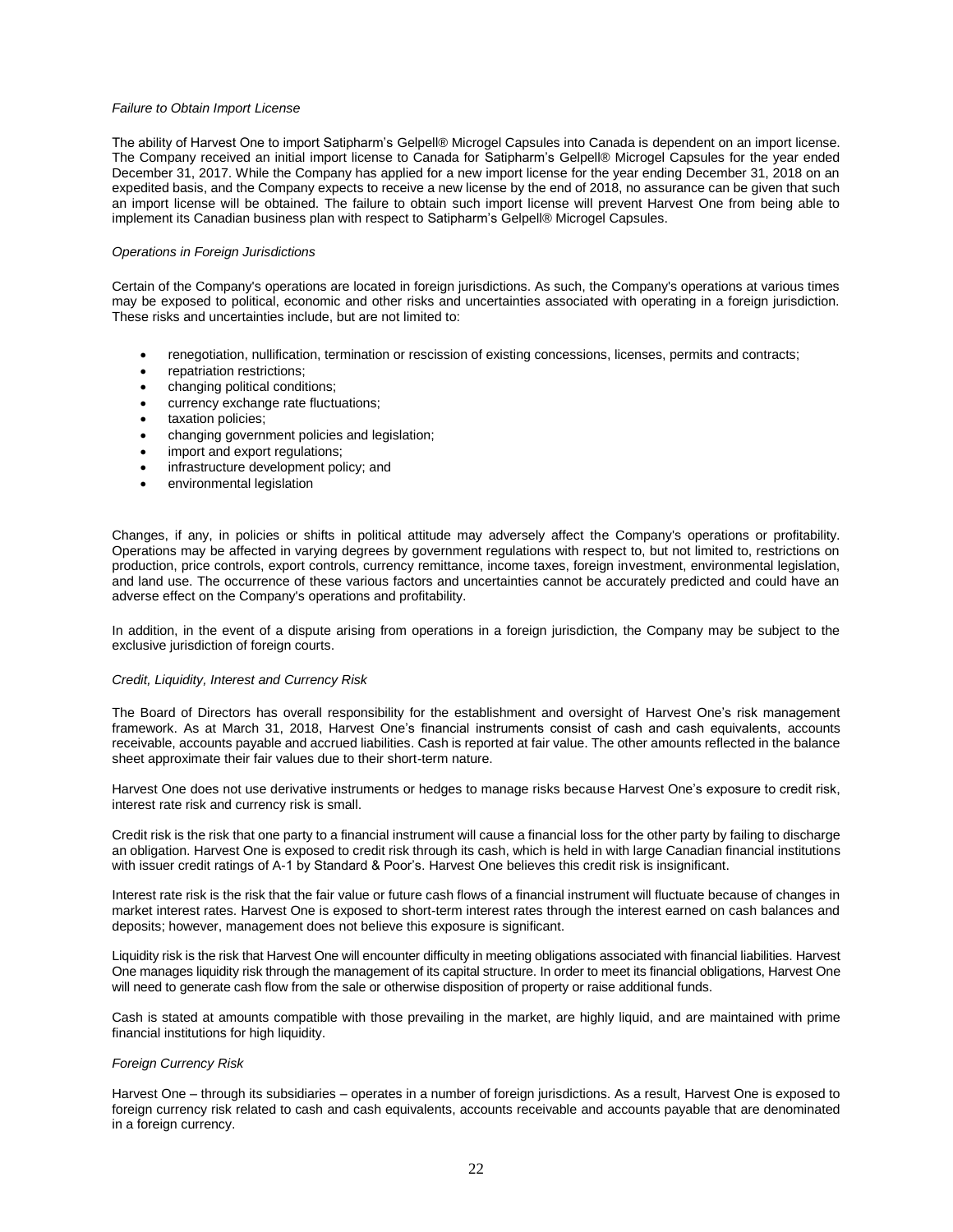*Failure to Obtain Import License*

The ability of Harvest One to import Satipharm's Gelpell® Microgel Capsules into Canada is dependent on an import license. The Company received an initial import license to Canada for Satipharm's Gelpell® Microgel Capsules for the year ended December 31, 2017. While the Company has applied for a new import license for the year ending December 31, 2018 on an expedited basis, and the Company expects to receive a new license by the end of 2018, no assurance can be given that such an import license will be obtained. The failure to obtain such import license will prevent Harvest One from being able to implement its Canadian business plan with respect to Satipharm's Gelpell® Microgel Capsules.

*Operations in Foreign Jurisdictions*

Certain of the Company's operations are located in foreign jurisdictions. As such, the Company's operations at various times may be exposed to political, economic and other risks and uncertainties associated with operating in a foreign jurisdiction. These risks and uncertainties include, but are not limited to:

- renegotiation, nullification, termination or rescission of existing concessions, licenses, permits and contracts;
- repatriation restrictions;
- changing political conditions;
- currency exchange rate fluctuations;
- taxation policies;
- changing government policies and legislation;
- import and export regulations;
- infrastructure development policy; and
- environmental legislation

Changes, if any, in policies or shifts in political attitude may adversely affect the Company's operations or profitability. Operations may be affected in varying degrees by government regulations with respect to, but not limited to, restrictions on production, price controls, export controls, currency remittance, income taxes, foreign investment, environmental legislation, and land use. The occurrence of these various factors and uncertainties cannot be accurately predicted and could have an adverse effect on the Company's operations and profitability.

In addition, in the event of a dispute arising from operations in a foreign jurisdiction, the Company may be subject to the exclusive jurisdiction of foreign courts.

*Credit, Liquidity, Interest and Currency Risk*

The Board of Directors has overall responsibility for the establishment and oversight of Harvest One's risk management framework. As at March 31, 2018, Harvest One's financial instruments consist of cash and cash equivalents, accounts receivable, accounts payable and accrued liabilities. Cash is reported at fair value. The other amounts reflected in the balance sheet approximate their fair values due to their short-term nature.

Harvest One does not use derivative instruments or hedges to manage risks because Harvest One's exposure to credit risk, interest rate risk and currency risk is small.

Credit risk is the risk that one party to a financial instrument will cause a financial loss for the other party by failing to discharge an obligation. Harvest One is exposed to credit risk through its cash, which is held in with large Canadian financial institutions with issuer credit ratings of A-1 by Standard & Poor's. Harvest One believes this credit risk is insignificant.

Interest rate risk is the risk that the fair value or future cash flows of a financial instrument will fluctuate because of changes in market interest rates. Harvest One is exposed to short-term interest rates through the interest earned on cash balances and deposits; however, management does not believe this exposure is significant.

Liquidity risk is the risk that Harvest One will encounter difficulty in meeting obligations associated with financial liabilities. Harvest One manages liquidity risk through the management of its capital structure. In order to meet its financial obligations, Harvest One will need to generate cash flow from the sale or otherwise disposition of property or raise additional funds.

Cash is stated at amounts compatible with those prevailing in the market, are highly liquid, and are maintained with prime financial institutions for high liquidity.

*Foreign Currency Risk*

Harvest One – through its subsidiaries – operates in a number of foreign jurisdictions. As a result, Harvest One is exposed to foreign currency risk related to cash and cash equivalents, accounts receivable and accounts payable that are denominated in a foreign currency.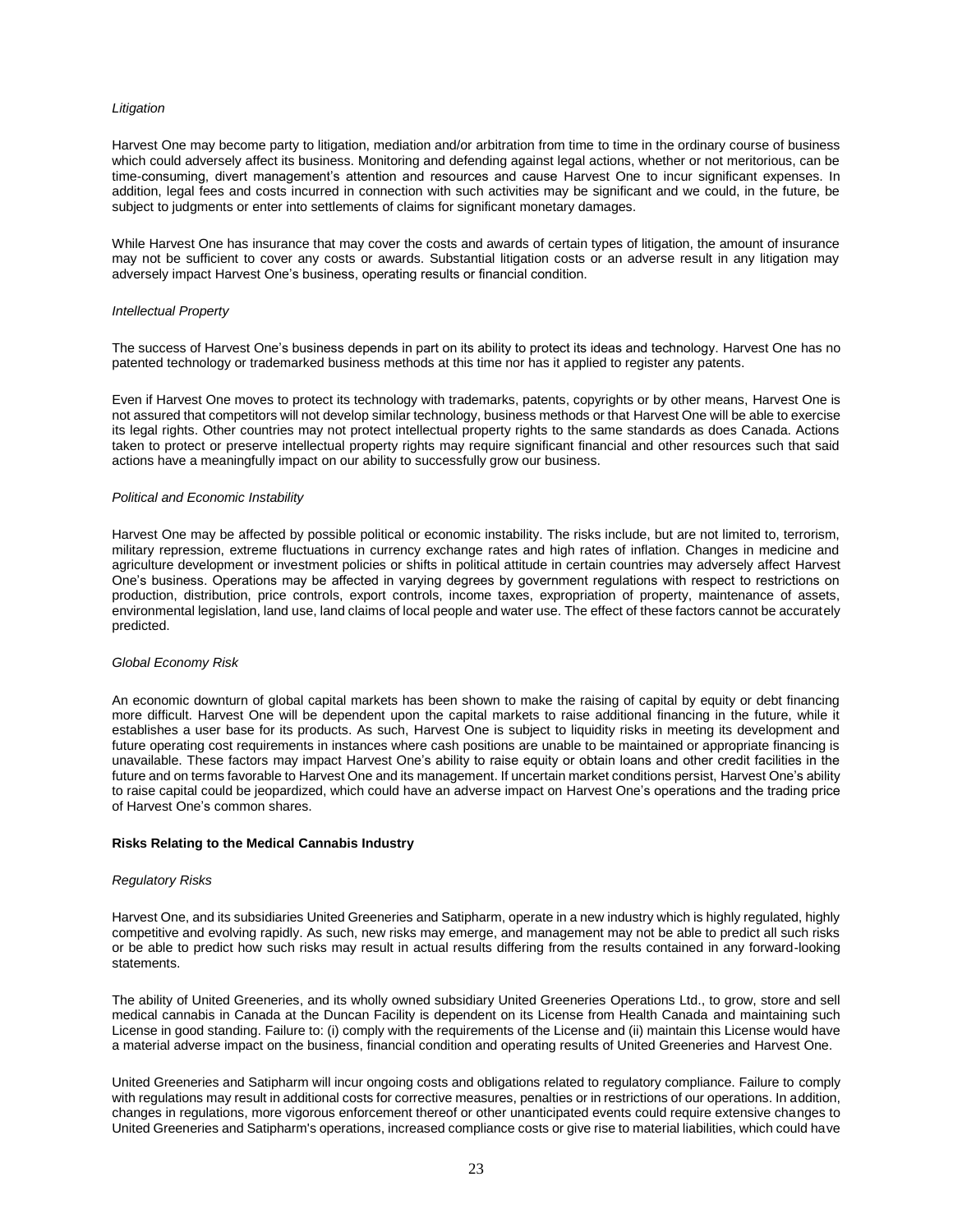*Litigation*

Harvest One may become party to litigation, mediation and/or arbitration from time to time in the ordinary course of business which could adversely affect its business. Monitoring and defending against legal actions, whether or not meritorious, can be time-consuming, divert management's attention and resources and cause Harvest One to incur significant expenses. In addition, legal fees and costs incurred in connection with such activities may be significant and we could, in the future, be subject to judgments or enter into settlements of claims for significant monetary damages.

While Harvest One has insurance that may cover the costs and awards of certain types of litigation, the amount of insurance may not be sufficient to cover any costs or awards. Substantial litigation costs or an adverse result in any litigation may adversely impact Harvest One's business, operating results or financial condition.

*Intellectual Property*

The success of Harvest One's business depends in part on its ability to protect its ideas and technology. Harvest One has no patented technology or trademarked business methods at this time nor has it applied to register any patents.

Even if Harvest One moves to protect its technology with trademarks, patents, copyrights or by other means, Harvest One is not assured that competitors will not develop similar technology, business methods or that Harvest One will be able to exercise its legal rights. Other countries may not protect intellectual property rights to the same standards as does Canada. Actions taken to protect or preserve intellectual property rights may require significant financial and other resources such that said actions have a meaningfully impact on our ability to successfully grow our business.

*Political and Economic Instability*

Harvest One may be affected by possible political or economic instability. The risks include, but are not limited to, terrorism, military repression, extreme fluctuations in currency exchange rates and high rates of inflation. Changes in medicine and agriculture development or investment policies or shifts in political attitude in certain countries may adversely affect Harvest One's business. Operations may be affected in varying degrees by government regulations with respect to restrictions on production, distribution, price controls, export controls, income taxes, expropriation of property, maintenance of assets, environmental legislation, land use, land claims of local people and water use. The effect of these factors cannot be accurately predicted.

*Global Economy Risk*

An economic downturn of global capital markets has been shown to make the raising of capital by equity or debt financing more difficult. Harvest One will be dependent upon the capital markets to raise additional financing in the future, while it establishes a user base for its products. As such, Harvest One is subject to liquidity risks in meeting its development and future operating cost requirements in instances where cash positions are unable to be maintained or appropriate financing is unavailable. These factors may impact Harvest One's ability to raise equity or obtain loans and other credit facilities in the future and on terms favorable to Harvest One and its management. If uncertain market conditions persist, Harvest One's ability to raise capital could be jeopardized, which could have an adverse impact on Harvest One's operations and the trading price of Harvest One's common shares.

**Risks Relating to the Medical Cannabis Industry**

*Regulatory Risks*

Harvest One, and its subsidiaries United Greeneries and Satipharm, operate in a new industry which is highly regulated, highly competitive and evolving rapidly. As such, new risks may emerge, and management may not be able to predict all such risks or be able to predict how such risks may result in actual results differing from the results contained in any forward-looking statements.

The ability of United Greeneries, and its wholly owned subsidiary United Greeneries Operations Ltd., to grow, store and sell medical cannabis in Canada at the Duncan Facility is dependent on its License from Health Canada and maintaining such License in good standing. Failure to: (i) comply with the requirements of the License and (ii) maintain this License would have a material adverse impact on the business, financial condition and operating results of United Greeneries and Harvest One.

United Greeneries and Satipharm will incur ongoing costs and obligations related to regulatory compliance. Failure to comply with regulations may result in additional costs for corrective measures, penalties or in restrictions of our operations. In addition, changes in regulations, more vigorous enforcement thereof or other unanticipated events could require extensive changes to United Greeneries and Satipharm's operations, increased compliance costs or give rise to material liabilities, which could have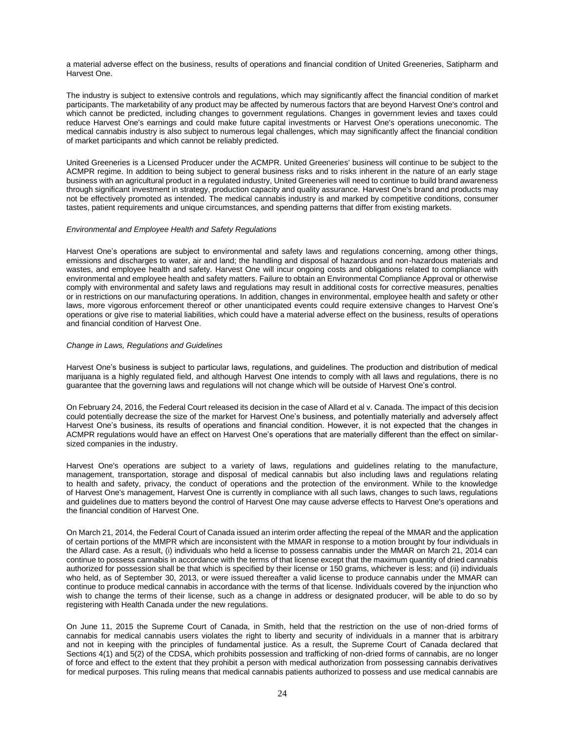a material adverse effect on the business, results of operations and financial condition of United Greeneries, Satipharm and Harvest One.

The industry is subject to extensive controls and regulations, which may significantly affect the financial condition of market participants. The marketability of any product may be affected by numerous factors that are beyond Harvest One's control and which cannot be predicted, including changes to government regulations. Changes in government levies and taxes could reduce Harvest One's earnings and could make future capital investments or Harvest One's operations uneconomic. The medical cannabis industry is also subject to numerous legal challenges, which may significantly affect the financial condition of market participants and which cannot be reliably predicted.

United Greeneries is a Licensed Producer under the ACMPR. United Greeneries' business will continue to be subject to the ACMPR regime. In addition to being subject to general business risks and to risks inherent in the nature of an early stage business with an agricultural product in a regulated industry, United Greeneries will need to continue to build brand awareness through significant investment in strategy, production capacity and quality assurance. Harvest One's brand and products may not be effectively promoted as intended. The medical cannabis industry is and marked by competitive conditions, consumer tastes, patient requirements and unique circumstances, and spending patterns that differ from existing markets.

*Environmental and Employee Health and Safety Regulations*

Harvest One's operations are subject to environmental and safety laws and regulations concerning, among other things, emissions and discharges to water, air and land; the handling and disposal of hazardous and non-hazardous materials and wastes, and employee health and safety. Harvest One will incur ongoing costs and obligations related to compliance with environmental and employee health and safety matters. Failure to obtain an Environmental Compliance Approval or otherwise comply with environmental and safety laws and regulations may result in additional costs for corrective measures, penalties or in restrictions on our manufacturing operations. In addition, changes in environmental, employee health and safety or other laws, more vigorous enforcement thereof or other unanticipated events could require extensive changes to Harvest One's operations or give rise to material liabilities, which could have a material adverse effect on the business, results of operations and financial condition of Harvest One.

*Change in Laws, Regulations and Guidelines*

Harvest One's business is subject to particular laws, regulations, and guidelines. The production and distribution of medical marijuana is a highly regulated field, and although Harvest One intends to comply with all laws and regulations, there is no guarantee that the governing laws and regulations will not change which will be outside of Harvest One's control.

On February 24, 2016, the Federal Court released its decision in the case of Allard et al v. Canada. The impact of this decision could potentially decrease the size of the market for Harvest One's business, and potentially materially and adversely affect Harvest One's business, its results of operations and financial condition. However, it is not expected that the changes in ACMPR regulations would have an effect on Harvest One's operations that are materially different than the effect on similar-sized companies in the industry.

Harvest One's operations are subject to a variety of laws, regulations and guidelines relating to the manufacture, management, transportation, storage and disposal of medical cannabis but also including laws and regulations relating to health and safety, privacy, the conduct of operations and the protection of the environment. While to the knowledge of Harvest One's management, Harvest One is currently in compliance with all such laws, changes to such laws, regulations and guidelines due to matters beyond the control of Harvest One may cause adverse effects to Harvest One's operations and the financial condition of Harvest One.

On March 21, 2014, the Federal Court of Canada issued an interim order affecting the repeal of the MMAR and the application of certain portions of the MMPR which are inconsistent with the MMAR in response to a motion brought by four individuals in the Allard case. As a result, (i) individuals who held a license to possess cannabis under the MMAR on March 21, 2014 can continue to possess cannabis in accordance with the terms of that license except that the maximum quantity of dried cannabis authorized for possession shall be that which is specified by their license or 150 grams, whichever is less; and (ii) individuals who held, as of September 30, 2013, or were issued thereafter a valid license to produce cannabis under the MMAR can continue to produce medical cannabis in accordance with the terms of that license. Individuals covered by the injunction who wish to change the terms of their license, such as a change in address or designated producer, will be able to do so by registering with Health Canada under the new regulations.

On June 11, 2015 the Supreme Court of Canada, in Smith, held that the restriction on the use of non-dried forms of cannabis for medical cannabis users violates the right to liberty and security of individuals in a manner that is arbitrary and not in keeping with the principles of fundamental justice. As a result, the Supreme Court of Canada declared that Sections 4(1) and 5(2) of the CDSA, which prohibits possession and trafficking of non-dried forms of cannabis, are no longer of force and effect to the extent that they prohibit a person with medical authorization from possessing cannabis derivatives for medical purposes. This ruling means that medical cannabis patients authorized to possess and use medical cannabis are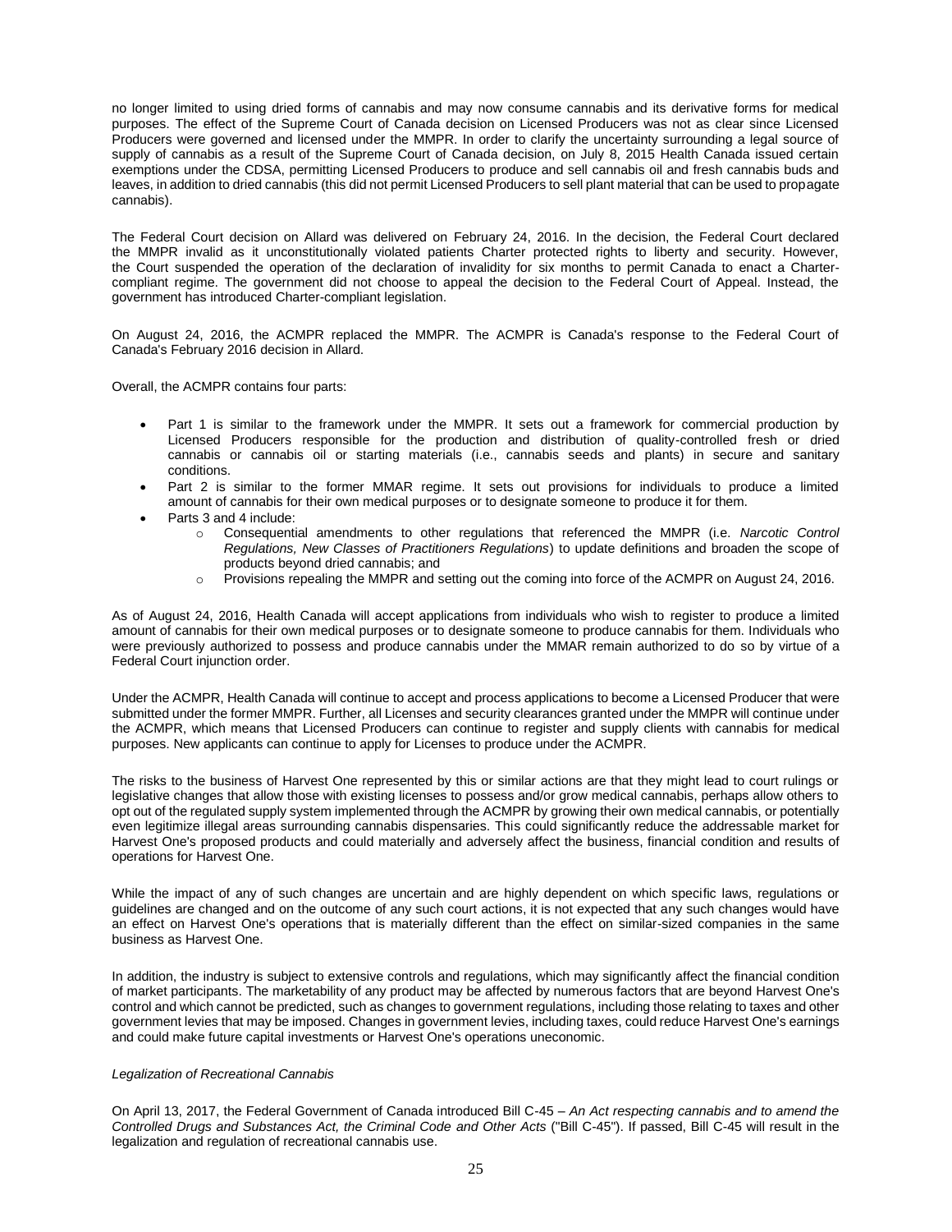no longer limited to using dried forms of cannabis and may now consume cannabis and its derivative forms for medical purposes. The effect of the Supreme Court of Canada decision on Licensed Producers was not as clear since Licensed Producers were governed and licensed under the MMPR. In order to clarify the uncertainty surrounding a legal source of supply of cannabis as a result of the Supreme Court of Canada decision, on July 8, 2015 Health Canada issued certain exemptions under the CDSA, permitting Licensed Producers to produce and sell cannabis oil and fresh cannabis buds and leaves, in addition to dried cannabis (this did not permit Licensed Producers to sell plant material that can be used to propagate cannabis).

The Federal Court decision on Allard was delivered on February 24, 2016. In the decision, the Federal Court declared the MMPR invalid as it unconstitutionally violated patients Charter protected rights to liberty and security. However, the Court suspended the operation of the declaration of invalidity for six months to permit Canada to enact a Charter-compliant regime. The government did not choose to appeal the decision to the Federal Court of Appeal. Instead, the government has introduced Charter-compliant legislation.

On August 24, 2016, the ACMPR replaced the MMPR. The ACMPR is Canada's response to the Federal Court of Canada's February 2016 decision in Allard.

Overall, the ACMPR contains four parts:

- Part 1 is similar to the framework under the MMPR. It sets out a framework for commercial production by Licensed Producers responsible for the production and distribution of quality-controlled fresh or dried cannabis or cannabis oil or starting materials (i.e., cannabis seeds and plants) in secure and sanitary conditions.
- Part 2 is similar to the former MMAR regime. It sets out provisions for individuals to produce a limited amount of cannabis for their own medical purposes or to designate someone to produce it for them.
- Parts 3 and 4 include:
  - Consequential amendments to other regulations that referenced the MMPR (i.e. *Narcotic Control Regulations, New Classes of Practitioners Regulations*) to update definitions and broaden the scope of products beyond dried cannabis; and
  - Provisions repealing the MMPR and setting out the coming into force of the ACMPR on August 24, 2016.

As of August 24, 2016, Health Canada will accept applications from individuals who wish to register to produce a limited amount of cannabis for their own medical purposes or to designate someone to produce cannabis for them. Individuals who were previously authorized to possess and produce cannabis under the MMAR remain authorized to do so by virtue of a Federal Court injunction order.

Under the ACMPR, Health Canada will continue to accept and process applications to become a Licensed Producer that were submitted under the former MMPR. Further, all Licenses and security clearances granted under the MMPR will continue under the ACMPR, which means that Licensed Producers can continue to register and supply clients with cannabis for medical purposes. New applicants can continue to apply for Licenses to produce under the ACMPR.

The risks to the business of Harvest One represented by this or similar actions are that they might lead to court rulings or legislative changes that allow those with existing licenses to possess and/or grow medical cannabis, perhaps allow others to opt out of the regulated supply system implemented through the ACMPR by growing their own medical cannabis, or potentially even legitimize illegal areas surrounding cannabis dispensaries. This could significantly reduce the addressable market for Harvest One's proposed products and could materially and adversely affect the business, financial condition and results of operations for Harvest One.

While the impact of any of such changes are uncertain and are highly dependent on which specific laws, regulations or guidelines are changed and on the outcome of any such court actions, it is not expected that any such changes would have an effect on Harvest One's operations that is materially different than the effect on similar-sized companies in the same business as Harvest One.

In addition, the industry is subject to extensive controls and regulations, which may significantly affect the financial condition of market participants. The marketability of any product may be affected by numerous factors that are beyond Harvest One's control and which cannot be predicted, such as changes to government regulations, including those relating to taxes and other government levies that may be imposed. Changes in government levies, including taxes, could reduce Harvest One's earnings and could make future capital investments or Harvest One's operations uneconomic.

*Legalization of Recreational Cannabis*

On April 13, 2017, the Federal Government of Canada introduced Bill C-45 – *An Act respecting cannabis and to amend the Controlled Drugs and Substances Act, the Criminal Code and Other Acts* ("Bill C-45"). If passed, Bill C-45 will result in the legalization and regulation of recreational cannabis use.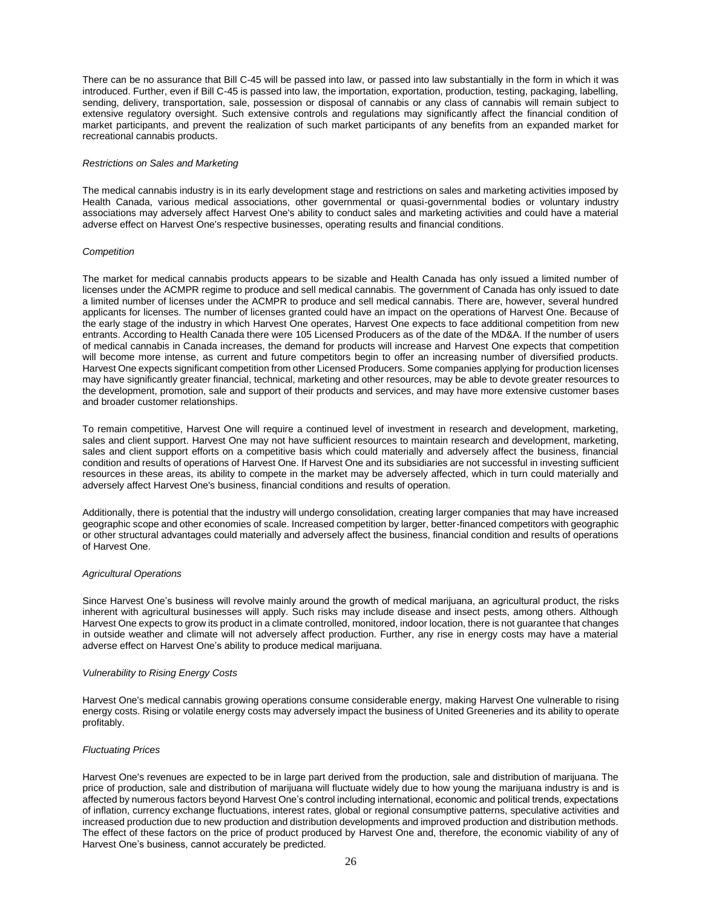There can be no assurance that Bill C-45 will be passed into law, or passed into law substantially in the form in which it was introduced. Further, even if Bill C-45 is passed into law, the importation, exportation, production, testing, packaging, labelling, sending, delivery, transportation, sale, possession or disposal of cannabis or any class of cannabis will remain subject to extensive regulatory oversight. Such extensive controls and regulations may significantly affect the financial condition of market participants, and prevent the realization of such market participants of any benefits from an expanded market for recreational cannabis products.

*Restrictions on Sales and Marketing*

The medical cannabis industry is in its early development stage and restrictions on sales and marketing activities imposed by Health Canada, various medical associations, other governmental or quasi-governmental bodies or voluntary industry associations may adversely affect Harvest One's ability to conduct sales and marketing activities and could have a material adverse effect on Harvest One's respective businesses, operating results and financial conditions.

*Competition*

The market for medical cannabis products appears to be sizable and Health Canada has only issued a limited number of licenses under the ACMPR regime to produce and sell medical cannabis. The government of Canada has only issued to date a limited number of licenses under the ACMPR to produce and sell medical cannabis. There are, however, several hundred applicants for licenses. The number of licenses granted could have an impact on the operations of Harvest One. Because of the early stage of the industry in which Harvest One operates, Harvest One expects to face additional competition from new entrants. According to Health Canada there were 105 Licensed Producers as of the date of the MD&A. If the number of users of medical cannabis in Canada increases, the demand for products will increase and Harvest One expects that competition will become more intense, as current and future competitors begin to offer an increasing number of diversified products. Harvest One expects significant competition from other Licensed Producers. Some companies applying for production licenses may have significantly greater financial, technical, marketing and other resources, may be able to devote greater resources to the development, promotion, sale and support of their products and services, and may have more extensive customer bases and broader customer relationships.

To remain competitive, Harvest One will require a continued level of investment in research and development, marketing, sales and client support. Harvest One may not have sufficient resources to maintain research and development, marketing, sales and client support efforts on a competitive basis which could materially and adversely affect the business, financial condition and results of operations of Harvest One. If Harvest One and its subsidiaries are not successful in investing sufficient resources in these areas, its ability to compete in the market may be adversely affected, which in turn could materially and adversely affect Harvest One's business, financial conditions and results of operation.

Additionally, there is potential that the industry will undergo consolidation, creating larger companies that may have increased geographic scope and other economies of scale. Increased competition by larger, better-financed competitors with geographic or other structural advantages could materially and adversely affect the business, financial condition and results of operations of Harvest One.

*Agricultural Operations*

Since Harvest One's business will revolve mainly around the growth of medical marijuana, an agricultural product, the risks inherent with agricultural businesses will apply. Such risks may include disease and insect pests, among others. Although Harvest One expects to grow its product in a climate controlled, monitored, indoor location, there is not guarantee that changes in outside weather and climate will not adversely affect production. Further, any rise in energy costs may have a material adverse effect on Harvest One's ability to produce medical marijuana.

*Vulnerability to Rising Energy Costs*

Harvest One's medical cannabis growing operations consume considerable energy, making Harvest One vulnerable to rising energy costs. Rising or volatile energy costs may adversely impact the business of United Greeneries and its ability to operate profitably.

*Fluctuating Prices*

Harvest One's revenues are expected to be in large part derived from the production, sale and distribution of marijuana. The price of production, sale and distribution of marijuana will fluctuate widely due to how young the marijuana industry is and is affected by numerous factors beyond Harvest One's control including international, economic and political trends, expectations of inflation, currency exchange fluctuations, interest rates, global or regional consumptive patterns, speculative activities and increased production due to new production and distribution developments and improved production and distribution methods. The effect of these factors on the price of product produced by Harvest One and, therefore, the economic viability of any of Harvest One's business, cannot accurately be predicted.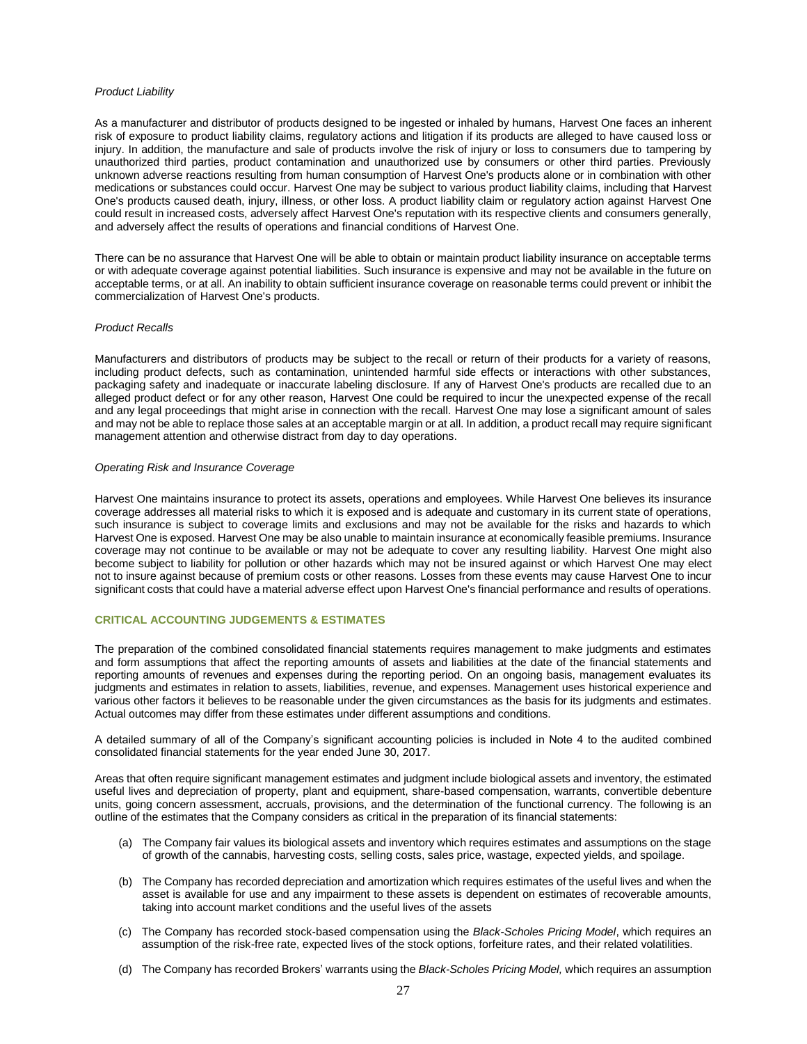*Product Liability*

As a manufacturer and distributor of products designed to be ingested or inhaled by humans, Harvest One faces an inherent risk of exposure to product liability claims, regulatory actions and litigation if its products are alleged to have caused loss or injury. In addition, the manufacture and sale of products involve the risk of injury or loss to consumers due to tampering by unauthorized third parties, product contamination and unauthorized use by consumers or other third parties. Previously unknown adverse reactions resulting from human consumption of Harvest One's products alone or in combination with other medications or substances could occur. Harvest One may be subject to various product liability claims, including that Harvest One's products caused death, injury, illness, or other loss. A product liability claim or regulatory action against Harvest One could result in increased costs, adversely affect Harvest One's reputation with its respective clients and consumers generally, and adversely affect the results of operations and financial conditions of Harvest One.

There can be no assurance that Harvest One will be able to obtain or maintain product liability insurance on acceptable terms or with adequate coverage against potential liabilities. Such insurance is expensive and may not be available in the future on acceptable terms, or at all. An inability to obtain sufficient insurance coverage on reasonable terms could prevent or inhibit the commercialization of Harvest One's products.

*Product Recalls*

Manufacturers and distributors of products may be subject to the recall or return of their products for a variety of reasons, including product defects, such as contamination, unintended harmful side effects or interactions with other substances, packaging safety and inadequate or inaccurate labeling disclosure. If any of Harvest One's products are recalled due to an alleged product defect or for any other reason, Harvest One could be required to incur the unexpected expense of the recall and any legal proceedings that might arise in connection with the recall. Harvest One may lose a significant amount of sales and may not be able to replace those sales at an acceptable margin or at all. In addition, a product recall may require significant management attention and otherwise distract from day to day operations.

*Operating Risk and Insurance Coverage*

Harvest One maintains insurance to protect its assets, operations and employees. While Harvest One believes its insurance coverage addresses all material risks to which it is exposed and is adequate and customary in its current state of operations, such insurance is subject to coverage limits and exclusions and may not be available for the risks and hazards to which Harvest One is exposed. Harvest One may be also unable to maintain insurance at economically feasible premiums. Insurance coverage may not continue to be available or may not be adequate to cover any resulting liability. Harvest One might also become subject to liability for pollution or other hazards which may not be insured against or which Harvest One may elect not to insure against because of premium costs or other reasons. Losses from these events may cause Harvest One to incur significant costs that could have a material adverse effect upon Harvest One's financial performance and results of operations.

## CRITICAL ACCOUNTING JUDGEMENTS & ESTIMATES

The preparation of the combined consolidated financial statements requires management to make judgments and estimates and form assumptions that affect the reporting amounts of assets and liabilities at the date of the financial statements and reporting amounts of revenues and expenses during the reporting period. On an ongoing basis, management evaluates its judgments and estimates in relation to assets, liabilities, revenue, and expenses. Management uses historical experience and various other factors it believes to be reasonable under the given circumstances as the basis for its judgments and estimates. Actual outcomes may differ from these estimates under different assumptions and conditions.

A detailed summary of all of the Company's significant accounting policies is included in Note 4 to the audited combined consolidated financial statements for the year ended June 30, 2017.

Areas that often require significant management estimates and judgment include biological assets and inventory, the estimated useful lives and depreciation of property, plant and equipment, share-based compensation, warrants, convertible debenture units, going concern assessment, accruals, provisions, and the determination of the functional currency. The following is an outline of the estimates that the Company considers as critical in the preparation of its financial statements:

(a) The Company fair values its biological assets and inventory which requires estimates and assumptions on the stage of growth of the cannabis, harvesting costs, selling costs, sales price, wastage, expected yields, and spoilage.

(b) The Company has recorded depreciation and amortization which requires estimates of the useful lives and when the asset is available for use and any impairment to these assets is dependent on estimates of recoverable amounts, taking into account market conditions and the useful lives of the assets

(c) The Company has recorded stock-based compensation using the *Black-Scholes Pricing Model*, which requires an assumption of the risk-free rate, expected lives of the stock options, forfeiture rates, and their related volatilities.

(d) The Company has recorded Brokers' warrants using the *Black-Scholes Pricing Model,* which requires an assumption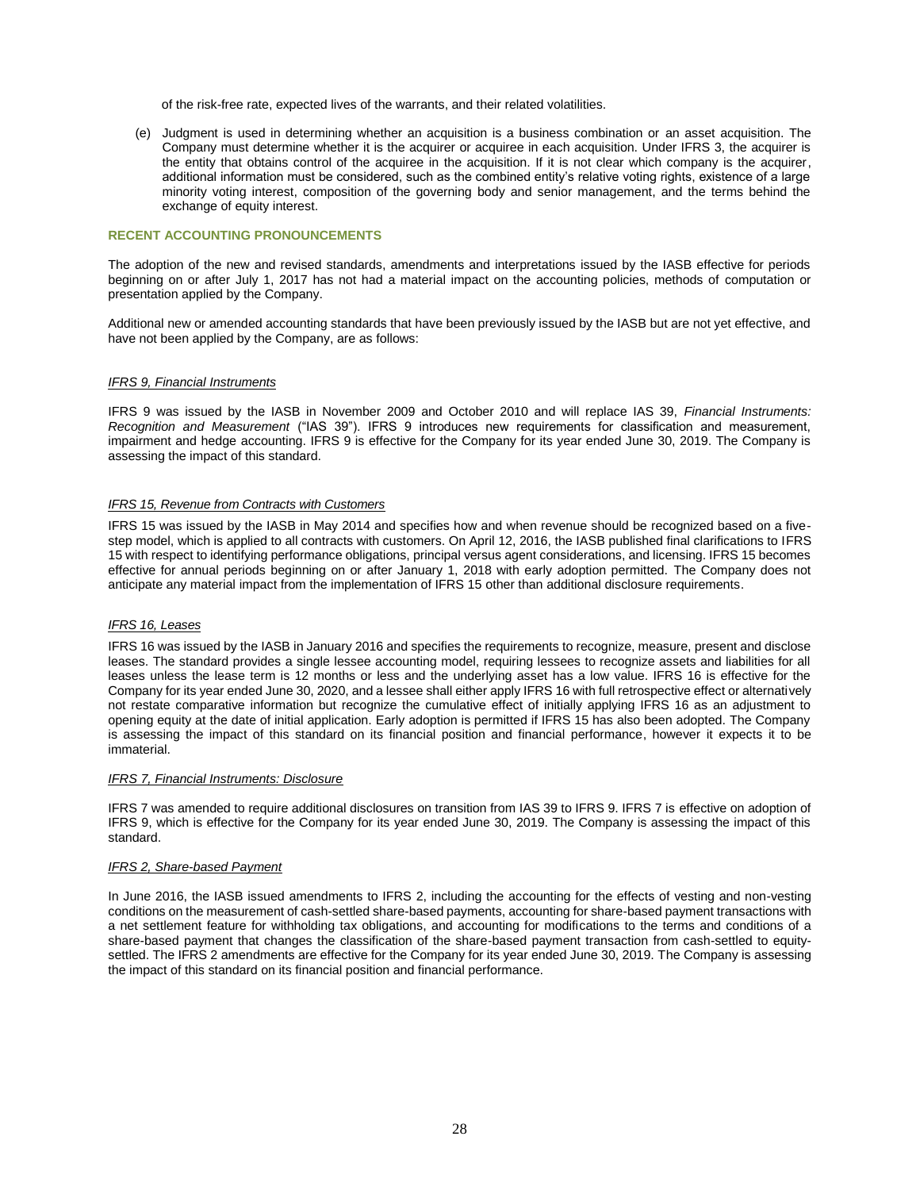of the risk-free rate, expected lives of the warrants, and their related volatilities.

(e) Judgment is used in determining whether an acquisition is a business combination or an asset acquisition. The Company must determine whether it is the acquirer or acquiree in each acquisition. Under IFRS 3, the acquirer is the entity that obtains control of the acquiree in the acquisition. If it is not clear which company is the acquirer, additional information must be considered, such as the combined entity's relative voting rights, existence of a large minority voting interest, composition of the governing body and senior management, and the terms behind the exchange of equity interest.

## RECENT ACCOUNTING PRONOUNCEMENTS

The adoption of the new and revised standards, amendments and interpretations issued by the IASB effective for periods beginning on or after July 1, 2017 has not had a material impact on the accounting policies, methods of computation or presentation applied by the Company.

Additional new or amended accounting standards that have been previously issued by the IASB but are not yet effective, and have not been applied by the Company, are as follows:

*IFRS 9, Financial Instruments*

IFRS 9 was issued by the IASB in November 2009 and October 2010 and will replace IAS 39, *Financial Instruments: Recognition and Measurement* ("IAS 39"). IFRS 9 introduces new requirements for classification and measurement, impairment and hedge accounting. IFRS 9 is effective for the Company for its year ended June 30, 2019. The Company is assessing the impact of this standard.

*IFRS 15, Revenue from Contracts with Customers*

IFRS 15 was issued by the IASB in May 2014 and specifies how and when revenue should be recognized based on a five-step model, which is applied to all contracts with customers. On April 12, 2016, the IASB published final clarifications to IFRS 15 with respect to identifying performance obligations, principal versus agent considerations, and licensing. IFRS 15 becomes effective for annual periods beginning on or after January 1, 2018 with early adoption permitted. The Company does not anticipate any material impact from the implementation of IFRS 15 other than additional disclosure requirements.

*IFRS 16, Leases*

IFRS 16 was issued by the IASB in January 2016 and specifies the requirements to recognize, measure, present and disclose leases. The standard provides a single lessee accounting model, requiring lessees to recognize assets and liabilities for all leases unless the lease term is 12 months or less and the underlying asset has a low value. IFRS 16 is effective for the Company for its year ended June 30, 2020, and a lessee shall either apply IFRS 16 with full retrospective effect or alternatively not restate comparative information but recognize the cumulative effect of initially applying IFRS 16 as an adjustment to opening equity at the date of initial application. Early adoption is permitted if IFRS 15 has also been adopted. The Company is assessing the impact of this standard on its financial position and financial performance, however it expects it to be immaterial.

*IFRS 7, Financial Instruments: Disclosure*

IFRS 7 was amended to require additional disclosures on transition from IAS 39 to IFRS 9. IFRS 7 is effective on adoption of IFRS 9, which is effective for the Company for its year ended June 30, 2019. The Company is assessing the impact of this standard.

*IFRS 2, Share-based Payment*

In June 2016, the IASB issued amendments to IFRS 2, including the accounting for the effects of vesting and non-vesting conditions on the measurement of cash-settled share-based payments, accounting for share-based payment transactions with a net settlement feature for withholding tax obligations, and accounting for modifications to the terms and conditions of a share-based payment that changes the classification of the share-based payment transaction from cash-settled to equity-settled. The IFRS 2 amendments are effective for the Company for its year ended June 30, 2019. The Company is assessing the impact of this standard on its financial position and financial performance.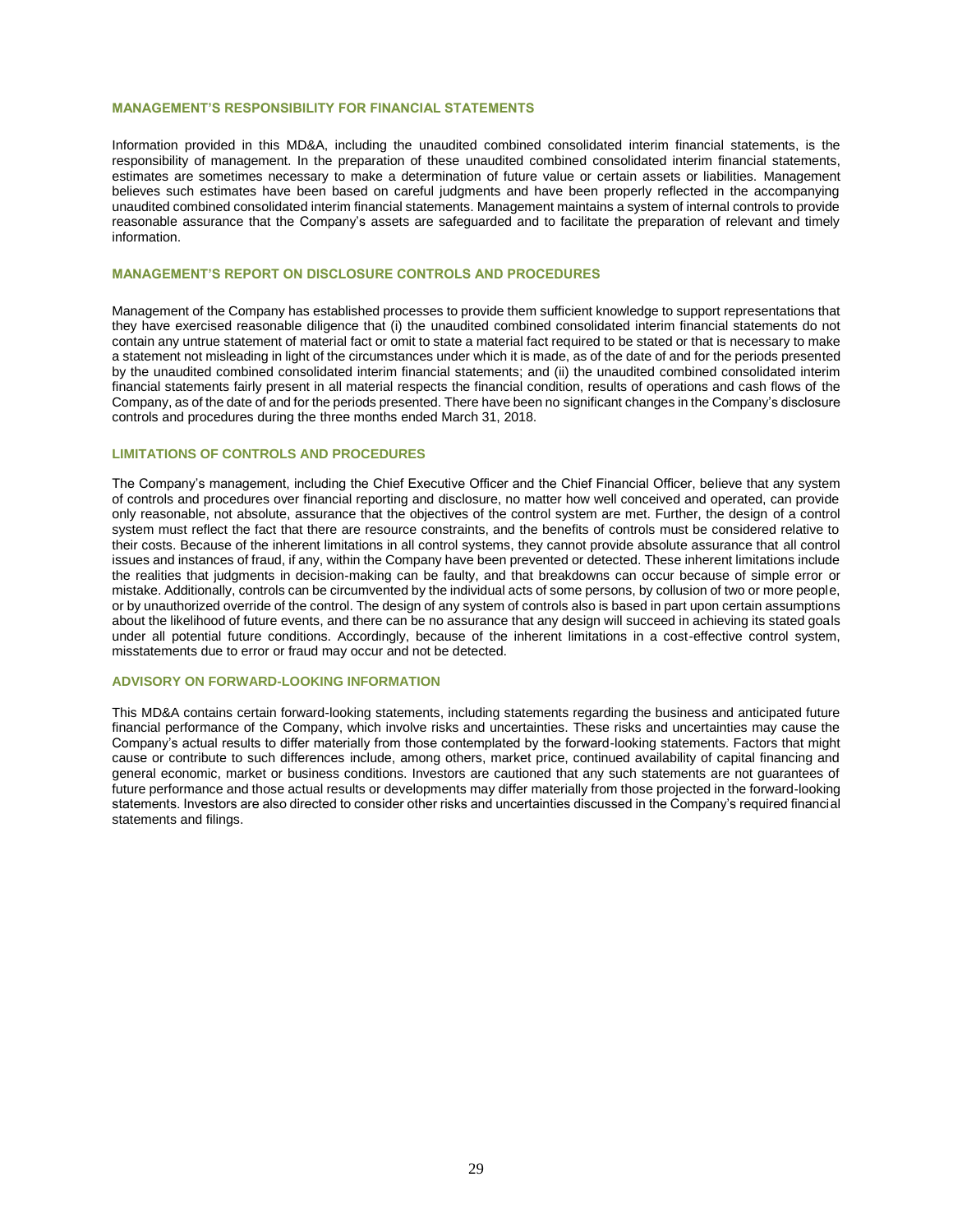## MANAGEMENT'S RESPONSIBILITY FOR FINANCIAL STATEMENTS

Information provided in this MD&A, including the unaudited combined consolidated interim financial statements, is the responsibility of management. In the preparation of these unaudited combined consolidated interim financial statements, estimates are sometimes necessary to make a determination of future value or certain assets or liabilities. Management believes such estimates have been based on careful judgments and have been properly reflected in the accompanying unaudited combined consolidated interim financial statements. Management maintains a system of internal controls to provide reasonable assurance that the Company's assets are safeguarded and to facilitate the preparation of relevant and timely information.

## MANAGEMENT'S REPORT ON DISCLOSURE CONTROLS AND PROCEDURES

Management of the Company has established processes to provide them sufficient knowledge to support representations that they have exercised reasonable diligence that (i) the unaudited combined consolidated interim financial statements do not contain any untrue statement of material fact or omit to state a material fact required to be stated or that is necessary to make a statement not misleading in light of the circumstances under which it is made, as of the date of and for the periods presented by the unaudited combined consolidated interim financial statements; and (ii) the unaudited combined consolidated interim financial statements fairly present in all material respects the financial condition, results of operations and cash flows of the Company, as of the date of and for the periods presented. There have been no significant changes in the Company's disclosure controls and procedures during the three months ended March 31, 2018.

## LIMITATIONS OF CONTROLS AND PROCEDURES

The Company's management, including the Chief Executive Officer and the Chief Financial Officer, believe that any system of controls and procedures over financial reporting and disclosure, no matter how well conceived and operated, can provide only reasonable, not absolute, assurance that the objectives of the control system are met. Further, the design of a control system must reflect the fact that there are resource constraints, and the benefits of controls must be considered relative to their costs. Because of the inherent limitations in all control systems, they cannot provide absolute assurance that all control issues and instances of fraud, if any, within the Company have been prevented or detected. These inherent limitations include the realities that judgments in decision-making can be faulty, and that breakdowns can occur because of simple error or mistake. Additionally, controls can be circumvented by the individual acts of some persons, by collusion of two or more people, or by unauthorized override of the control. The design of any system of controls also is based in part upon certain assumptions about the likelihood of future events, and there can be no assurance that any design will succeed in achieving its stated goals under all potential future conditions. Accordingly, because of the inherent limitations in a cost-effective control system, misstatements due to error or fraud may occur and not be detected.

## ADVISORY ON FORWARD-LOOKING INFORMATION

This MD&A contains certain forward-looking statements, including statements regarding the business and anticipated future financial performance of the Company, which involve risks and uncertainties. These risks and uncertainties may cause the Company's actual results to differ materially from those contemplated by the forward-looking statements. Factors that might cause or contribute to such differences include, among others, market price, continued availability of capital financing and general economic, market or business conditions. Investors are cautioned that any such statements are not guarantees of future performance and those actual results or developments may differ materially from those projected in the forward-looking statements. Investors are also directed to consider other risks and uncertainties discussed in the Company's required financial statements and filings.